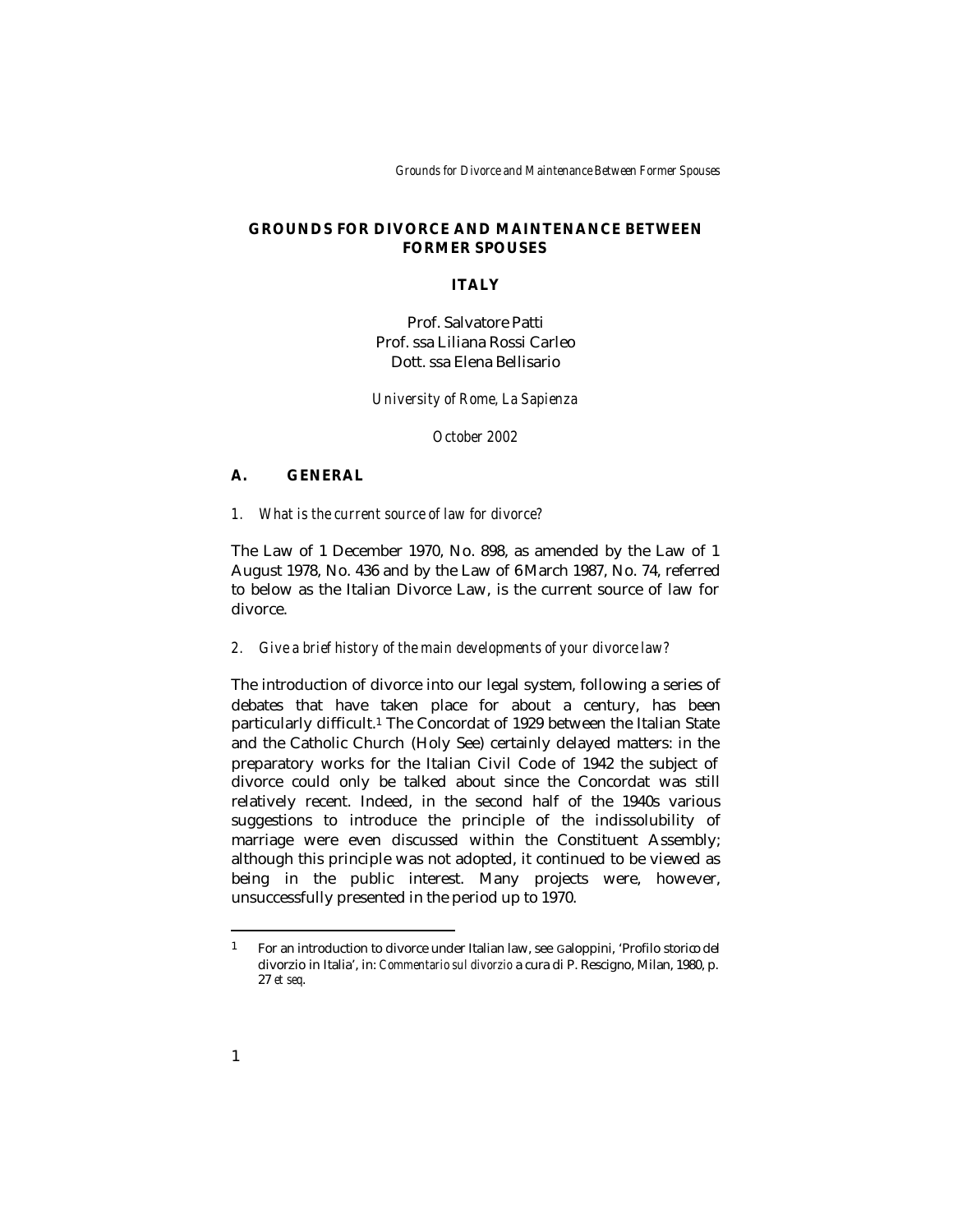# GROUNDS FOR DIVORCE AND MAINTENANCE BETWEEN FORMER SPOUSES

## ITALY

Prof. Salvatore Patti
Prof. ssa Liliana Rossi Carleo
Dott. ssa Elena Bellisario

*University of Rome, La Sapienza*

*October 2002*

### A. GENERAL

*1. What is the current source of law for divorce?*

The Law of 1 December 1970, No. 898, as amended by the Law of 1 August 1978, No. 436 and by the Law of 6 March 1987, No. 74, referred to below as the Italian Divorce Law, is the current source of law for divorce.

*2. Give a brief history of the main developments of your divorce law?*

The introduction of divorce into our legal system, following a series of debates that have taken place for about a century, has been particularly difficult.[1] The Concordat of 1929 between the Italian State and the Catholic Church (Holy See) certainly delayed matters: in the preparatory works for the Italian Civil Code of 1942 the subject of divorce could only be talked about since the Concordat was still relatively recent. Indeed, in the second half of the 1940s various suggestions to introduce the principle of the indissolubility of marriage were even discussed within the Constituent Assembly; although this principle was not adopted, it continued to be viewed as being in the public interest. Many projects were, however, unsuccessfully presented in the period up to 1970.

[1] For an introduction to divorce under Italian law, see Galoppini, 'Profilo storico del divorzio in Italia', in: *Commentario sul divorzio* a cura di P. Rescigno, Milan, 1980, p. 27 *et seq*.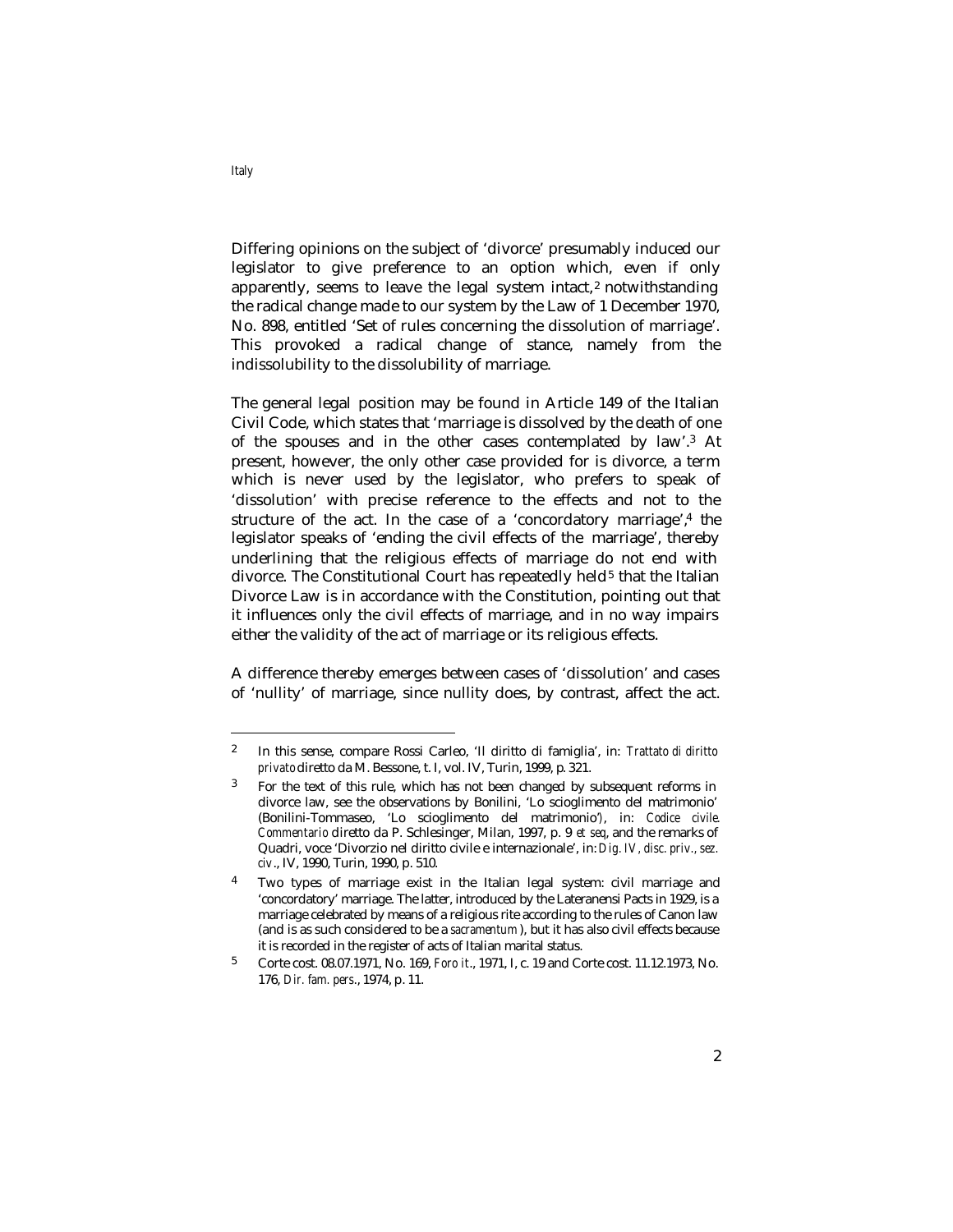Differing opinions on the subject of 'divorce' presumably induced our legislator to give preference to an option which, even if only apparently, seems to leave the legal system intact,[2] notwithstanding the radical change made to our system by the Law of 1 December 1970, No. 898, entitled 'Set of rules concerning the dissolution of marriage'. This provoked a radical change of stance, namely from the indissolubility to the dissolubility of marriage.

The general legal position may be found in Article 149 of the Italian Civil Code, which states that 'marriage is dissolved by the death of one of the spouses and in the other cases contemplated by law'.[3] At present, however, the only other case provided for is divorce, a term which is never used by the legislator, who prefers to speak of 'dissolution' with precise reference to the effects and not to the structure of the act. In the case of a 'concordatory marriage',[4] the legislator speaks of 'ending the civil effects of the marriage', thereby underlining that the religious effects of marriage do not end with divorce. The Constitutional Court has repeatedly held[5] that the Italian Divorce Law is in accordance with the Constitution, pointing out that it influences only the civil effects of marriage, and in no way impairs either the validity of the act of marriage or its religious effects.

A difference thereby emerges between cases of 'dissolution' and cases of 'nullity' of marriage, since nullity does, by contrast, affect the act.

---

[2] In this sense, compare Rossi Carleo, 'Il diritto di famiglia', in: *Trattato di diritto privato* diretto da M. Bessone, t. I, vol. IV, Turin, 1999, p. 321.

[3] For the text of this rule, which has not been changed by subsequent reforms in divorce law, see the observations by Bonilini, 'Lo scioglimento del matrimonio' (Bonilini-Tommaseo, 'Lo scioglimento del matrimonio'), in: *Codice civile. Commentario* diretto da P. Schlesinger, Milan, 1997, p. 9 *et seq*, and the remarks of Quadri, voce 'Divorzio nel diritto civile e internazionale', in: *Dig. IV, disc. priv., sez. civ*., IV, 1990, Turin, 1990, p. 510.

[4] Two types of marriage exist in the Italian legal system: civil marriage and 'concordatory' marriage. The latter, introduced by the Lateranensi Pacts in 1929, is a marriage celebrated by means of a religious rite according to the rules of Canon law (and is as such considered to be a *sacramentum*), but it has also civil effects because it is recorded in the register of acts of Italian marital status.

[5] Corte cost. 08.07.1971, No. 169, *Foro it*., 1971, I, c. 19 and Corte cost. 11.12.1973, No. 176, *Dir. fam. pers*., 1974, p. 11.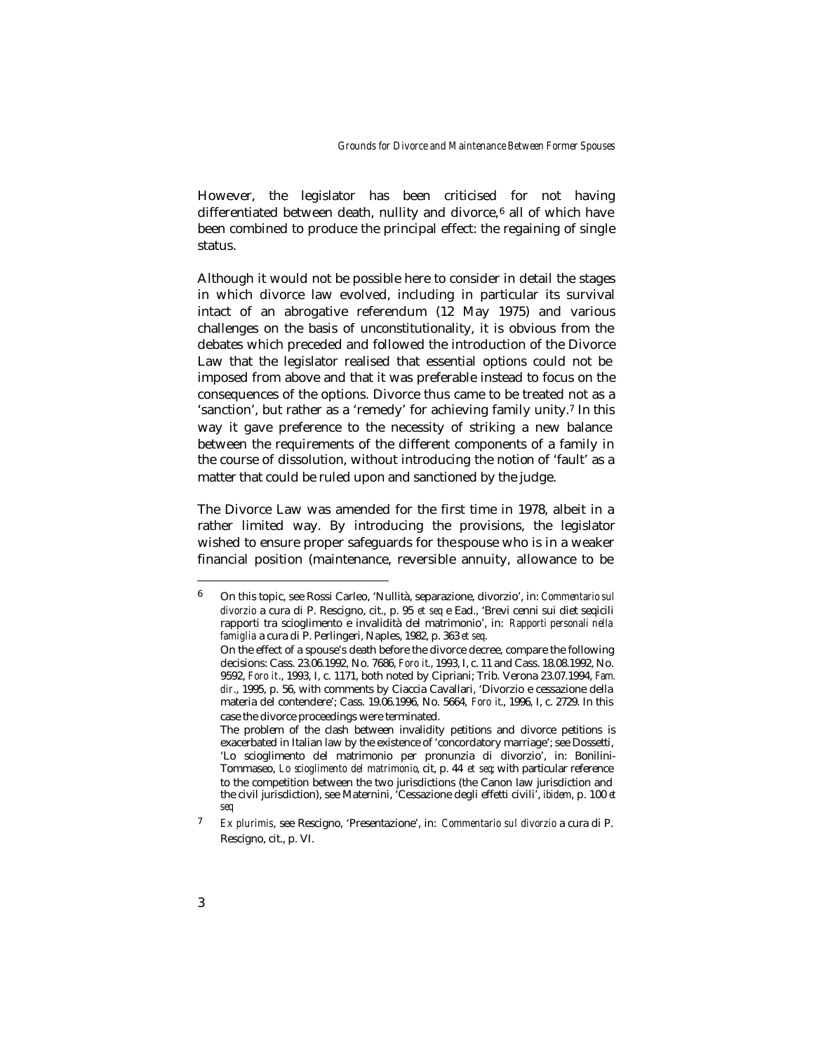However, the legislator has been criticised for not having differentiated between death, nullity and divorce,[6] all of which have been combined to produce the principal effect: the regaining of single status.

Although it would not be possible here to consider in detail the stages in which divorce law evolved, including in particular its survival intact of an abrogative referendum (12 May 1975) and various challenges on the basis of unconstitutionality, it is obvious from the debates which preceded and followed the introduction of the Divorce Law that the legislator realised that essential options could not be imposed from above and that it was preferable instead to focus on the consequences of the options. Divorce thus came to be treated not as a 'sanction', but rather as a 'remedy' for achieving family unity.[7] In this way it gave preference to the necessity of striking a new balance between the requirements of the different components of a family in the course of dissolution, without introducing the notion of 'fault' as a matter that could be ruled upon and sanctioned by the judge.

The Divorce Law was amended for the first time in 1978, albeit in a rather limited way. By introducing the provisions, the legislator wished to ensure proper safeguards for the spouse who is in a weaker financial position (maintenance, reversible annuity, allowance to be

---

[6] On this topic, see Rossi Carleo, 'Nullità, separazione, divorzio', in: *Commentario sul divorzio* a cura di P. Rescigno, cit., p. 95 *et seq* e Ead., 'Brevi cenni sui diet seqicili rapporti tra scioglimento e invalidità del matrimonio', in: *Rapporti personali nella famiglia* a cura di P. Perlingeri, Naples, 1982, p. 363 *et seq*.
On the effect of a spouse's death before the divorce decree, compare the following decisions: Cass. 23.06.1992, No. 7686, *Foro it.*, 1993, I, c. 11 and Cass. 18.08.1992, No. 9592, *Foro it.*, 1993, I, c. 1171, both noted by Cipriani; Trib. Verona 23.07.1994, *Fam. dir.*, 1995, p. 56, with comments by Ciaccia Cavallari, 'Divorzio e cessazione della materia del contendere'; Cass. 19.06.1996, No. 5664, *Foro it.*, 1996, I, c. 2729. In this case the divorce proceedings were terminated.
The problem of the clash between invalidity petitions and divorce petitions is exacerbated in Italian law by the existence of 'concordatory marriage'; see Dossetti, 'Lo scioglimento del matrimonio per pronunzia di divorzio', in: Bonilini-Tommaseo, *Lo scioglimento del matrimonio*, cit, p. 44 *et seq*; with particular reference to the competition between the two jurisdictions (the Canon law jurisdiction and the civil jurisdiction), see Maternini, 'Cessazione degli effetti civili', *ibidem*, p. 100 *et seq*

[7] *Ex plurimis*, see Rescigno, 'Presentazione', in: *Commentario sul divorzio* a cura di P. Rescigno, cit., p. VI.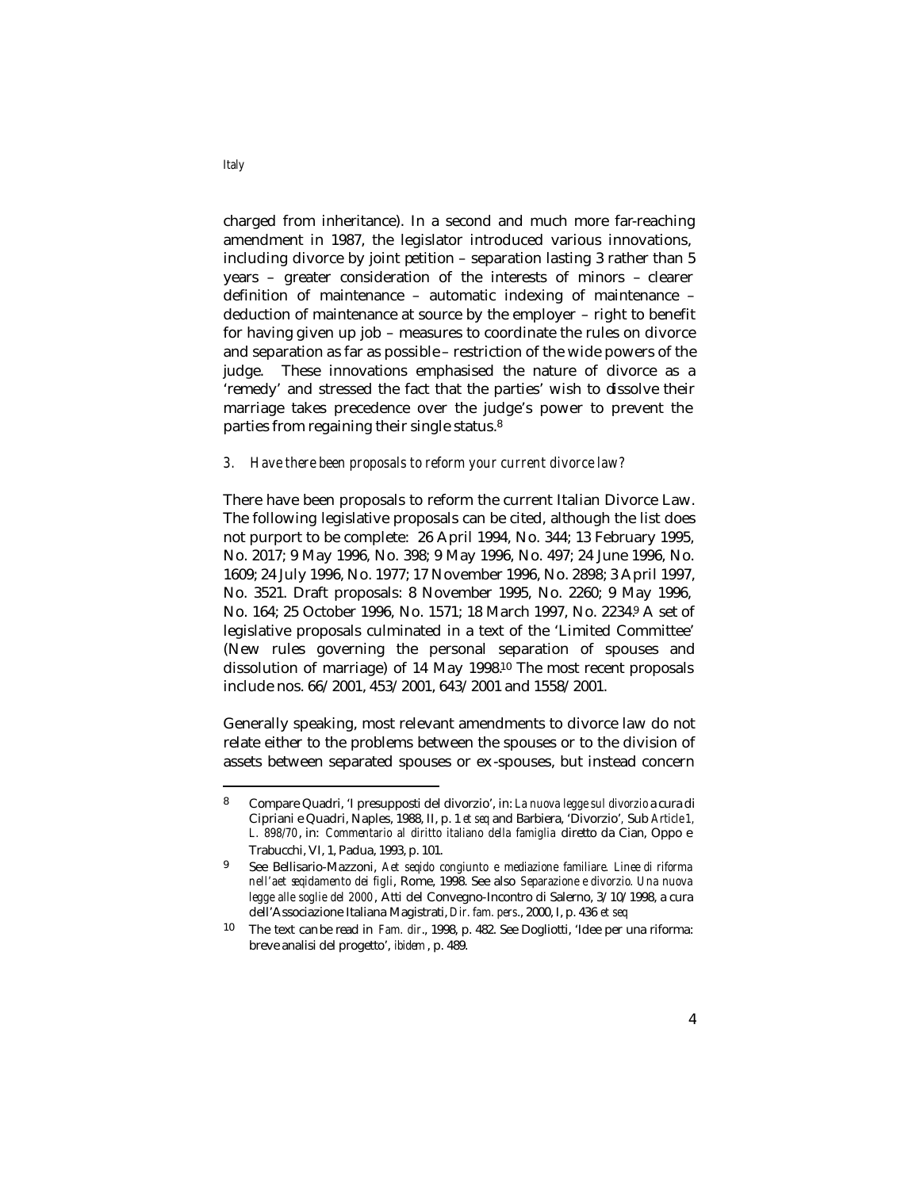charged from inheritance). In a second and much more far-reaching amendment in 1987, the legislator introduced various innovations, including divorce by joint petition – separation lasting 3 rather than 5 years – greater consideration of the interests of minors – clearer definition of maintenance – automatic indexing of maintenance – deduction of maintenance at source by the employer – right to benefit for having given up job – measures to coordinate the rules on divorce and separation as far as possible – restriction of the wide powers of the judge. These innovations emphasised the nature of divorce as a 'remedy' and stressed the fact that the parties' wish to dissolve their marriage takes precedence over the judge's power to prevent the parties from regaining their single status.[8]

*3. Have there been proposals to reform your current divorce law?*

There have been proposals to reform the current Italian Divorce Law. The following legislative proposals can be cited, although the list does not purport to be complete: 26 April 1994, No. 344; 13 February 1995, No. 2017; 9 May 1996, No. 398; 9 May 1996, No. 497; 24 June 1996, No. 1609; 24 July 1996, No. 1977; 17 November 1996, No. 2898; 3 April 1997, No. 3521. Draft proposals: 8 November 1995, No. 2260; 9 May 1996, No. 164; 25 October 1996, No. 1571; 18 March 1997, No. 2234.[9] A set of legislative proposals culminated in a text of the 'Limited Committee' (New rules governing the personal separation of spouses and dissolution of marriage) of 14 May 1998.[10] The most recent proposals include nos. 66/2001, 453/2001, 643/2001 and 1558/2001.

Generally speaking, most relevant amendments to divorce law do not relate either to the problems between the spouses or to the division of assets between separated spouses or ex-spouses, but instead concern

---

[8] Compare Quadri, 'I presupposti del divorzio', in: *La nuova legge sul divorzio* a cura di Cipriani e Quadri, Naples, 1988, II, p. 1 *et seq* and Barbiera, 'Divorzio', Sub *Article 1, L. 898/70*, in: *Commentario al diritto italiano della famiglia* diretto da Cian, Oppo e Trabucchi, VI, 1, Padua, 1993, p. 101.

[9] See Bellisario-Mazzoni, *Aet seqido congiunto e mediazione familiare. Linee di riforma nell'aet seqidamento dei figli*, Rome, 1998. See also *Separazione e divorzio. Una nuova legge alle soglie del 2000*, Atti del Convegno-Incontro di Salerno, 3/10/1998, a cura dell'Associazione Italiana Magistrati, *Dir. fam. pers.*, 2000, I, p. 436 *et seq*

[10] The text can be read in *Fam. dir*., 1998, p. 482. See Dogliotti, 'Idee per una riforma: breve analisi del progetto', *ibidem*, p. 489.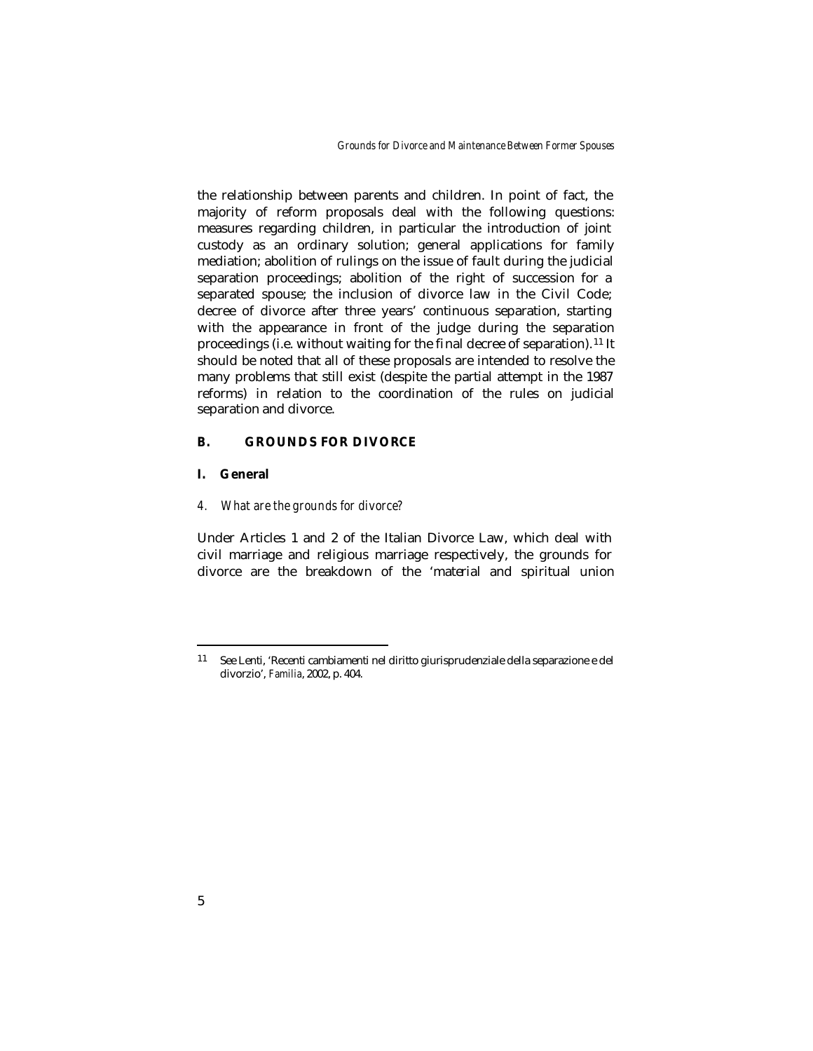the relationship between parents and children. In point of fact, the majority of reform proposals deal with the following questions: measures regarding children, in particular the introduction of joint custody as an ordinary solution; general applications for family mediation; abolition of rulings on the issue of fault during the judicial separation proceedings; abolition of the right of succession for a separated spouse; the inclusion of divorce law in the Civil Code; decree of divorce after three years' continuous separation, starting with the appearance in front of the judge during the separation proceedings (i.e. without waiting for the final decree of separation).[11] It should be noted that all of these proposals are intended to resolve the many problems that still exist (despite the partial attempt in the 1987 reforms) in relation to the coordination of the rules on judicial separation and divorce.

## B. GROUNDS FOR DIVORCE

### I. General

#### *4. What are the grounds for divorce?*

Under Articles 1 and 2 of the Italian Divorce Law, which deal with civil marriage and religious marriage respectively, the grounds for divorce are the breakdown of the 'material and spiritual union

---

[11] See Lenti, 'Recenti cambiamenti nel diritto giurisprudenziale della separazione e del divorzio', *Familia*, 2002, p. 404.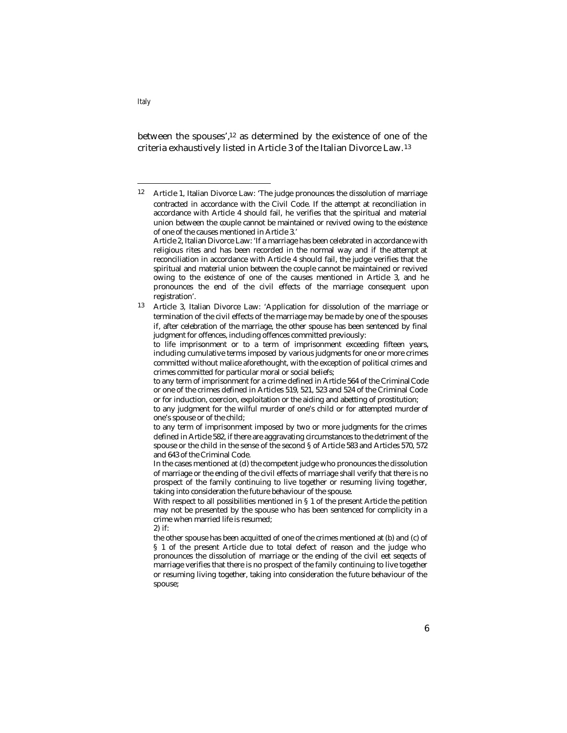between the spouses',[12] as determined by the existence of one of the criteria exhaustively listed in Article 3 of the Italian Divorce Law.[13]

---

[12] Article 1, Italian Divorce Law: 'The judge pronounces the dissolution of marriage contracted in accordance with the Civil Code. If the attempt at reconciliation in accordance with Article 4 should fail, he verifies that the spiritual and material union between the couple cannot be maintained or revived owing to the existence of one of the causes mentioned in Article 3.'

Article 2, Italian Divorce Law: 'If a marriage has been celebrated in accordance with religious rites and has been recorded in the normal way and if the attempt at reconciliation in accordance with Article 4 should fail, the judge verifies that the spiritual and material union between the couple cannot be maintained or revived owing to the existence of one of the causes mentioned in Article 3, and he pronounces the end of the civil effects of the marriage consequent upon registration'.

[13] Article 3, Italian Divorce Law: 'Application for dissolution of the marriage or termination of the civil effects of the marriage may be made by one of the spouses if, after celebration of the marriage, the other spouse has been sentenced by final judgment for offences, including offences committed previously:

to life imprisonment or to a term of imprisonment exceeding fifteen years, including cumulative terms imposed by various judgments for one or more crimes committed without malice aforethought, with the exception of political crimes and crimes committed for particular moral or social beliefs;

to any term of imprisonment for a crime defined in Article 564 of the Criminal Code or one of the crimes defined in Articles 519, 521, 523 and 524 of the Criminal Code or for induction, coercion, exploitation or the aiding and abetting of prostitution;

to any judgment for the wilful murder of one's child or for attempted murder of one's spouse or of the child;

to any term of imprisonment imposed by two or more judgments for the crimes defined in Article 582, if there are aggravating circumstances to the detriment of the spouse or the child in the sense of the second § of Article 583 and Articles 570, 572 and 643 of the Criminal Code.

In the cases mentioned at (d) the competent judge who pronounces the dissolution of marriage or the ending of the civil effects of marriage shall verify that there is no prospect of the family continuing to live together or resuming living together, taking into consideration the future behaviour of the spouse.

With respect to all possibilities mentioned in § 1 of the present Article the petition may not be presented by the spouse who has been sentenced for complicity in a crime when married life is resumed;

2) if:

the other spouse has been acquitted of one of the crimes mentioned at (b) and (c) of § 1 of the present Article due to total defect of reason and the judge who pronounces the dissolution of marriage or the ending of the civil eet seqects of marriage verifies that there is no prospect of the family continuing to live together or resuming living together, taking into consideration the future behaviour of the spouse;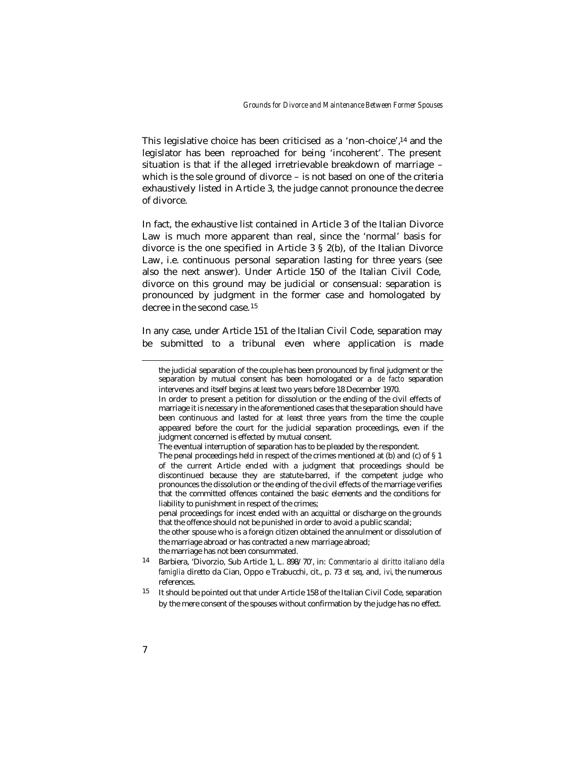This legislative choice has been criticised as a 'non-choice',[14] and the legislator has been reproached for being 'incoherent'. The present situation is that if the alleged irretrievable breakdown of marriage – which is the sole ground of divorce – is not based on one of the criteria exhaustively listed in Article 3, the judge cannot pronounce the decree of divorce.

In fact, the exhaustive list contained in Article 3 of the Italian Divorce Law is much more apparent than real, since the 'normal' basis for divorce is the one specified in Article 3 § 2(b), of the Italian Divorce Law, i.e. continuous personal separation lasting for three years (see also the next answer). Under Article 150 of the Italian Civil Code, divorce on this ground may be judicial or consensual: separation is pronounced by judgment in the former case and homologated by decree in the second case.[15]

In any case, under Article 151 of the Italian Civil Code, separation may be submitted to a tribunal even where application is made

---

the judicial separation of the couple has been pronounced by final judgment or the separation by mutual consent has been homologated or a *de facto* separation intervenes and itself begins at least two years before 18 December 1970.

In order to present a petition for dissolution or the ending of the civil effects of marriage it is necessary in the aforementioned cases that the separation should have been continuous and lasted for at least three years from the time the couple appeared before the court for the judicial separation proceedings, even if the judgment concerned is effected by mutual consent.

The eventual interruption of separation has to be pleaded by the respondent.

The penal proceedings held in respect of the crimes mentioned at (b) and (c) of § 1 of the current Article ended with a judgment that proceedings should be discontinued because they are statute-barred, if the competent judge who pronounces the dissolution or the ending of the civil effects of the marriage verifies that the committed offences contained the basic elements and the conditions for liability to punishment in respect of the crimes;

penal proceedings for incest ended with an acquittal or discharge on the grounds that the offence should not be punished in order to avoid a public scandal;

the other spouse who is a foreign citizen obtained the annulment or dissolution of the marriage abroad or has contracted a new marriage abroad;

the marriage has not been consummated.

[14] Barbiera, 'Divorzio, Sub Article 1, L. 898/70', in: *Commentario al diritto italiano della famiglia* diretto da Cian, Oppo e Trabucchi, cit., p. 73 *et seq*, and, *ivi*, the numerous references.

[15] It should be pointed out that under Article 158 of the Italian Civil Code, separation by the mere consent of the spouses without confirmation by the judge has no effect.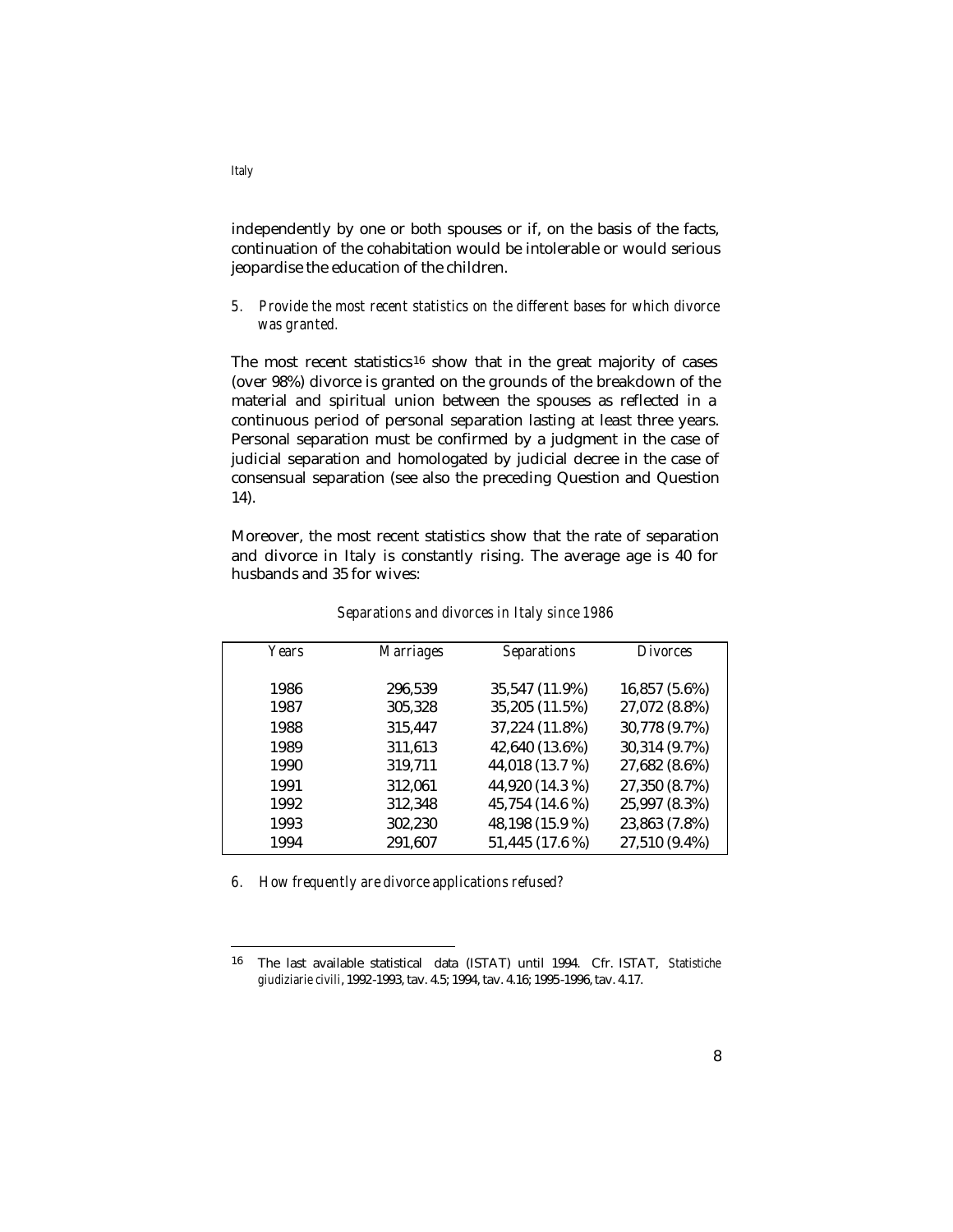independently by one or both spouses or if, on the basis of the facts, continuation of the cohabitation would be intolerable or would serious jeopardise the education of the children.

*5. Provide the most recent statistics on the different bases for which divorce was granted.*

The most recent statistics[16] show that in the great majority of cases (over 98%) divorce is granted on the grounds of the breakdown of the material and spiritual union between the spouses as reflected in a continuous period of personal separation lasting at least three years. Personal separation must be confirmed by a judgment in the case of judicial separation and homologated by judicial decree in the case of consensual separation (see also the preceding Question and Question 14).

Moreover, the most recent statistics show that the rate of separation and divorce in Italy is constantly rising. The average age is 40 for husbands and 35 for wives:

*Separations and divorces in Italy since 1986*

| Years | Marriages | Separations | Divorces |
|---|---|---|---|
| 1986 | 296,539 | 35,547 (11.9%) | 16,857 (5.6%) |
| 1987 | 305,328 | 35,205 (11.5%) | 27,072 (8.8%) |
| 1988 | 315,447 | 37,224 (11.8%) | 30,778 (9.7%) |
| 1989 | 311,613 | 42,640 (13.6%) | 30,314 (9.7%) |
| 1990 | 319,711 | 44,018 (13.7 %) | 27,682 (8.6%) |
| 1991 | 312,061 | 44,920 (14.3 %) | 27,350 (8.7%) |
| 1992 | 312,348 | 45,754 (14.6 %) | 25,997 (8.3%) |
| 1993 | 302,230 | 48,198 (15.9 %) | 23,863 (7.8%) |
| 1994 | 291,607 | 51,445 (17.6 %) | 27,510 (9.4%) |

*6. How frequently are divorce applications refused?*

---

[16] The last available statistical data (ISTAT) until 1994. Cfr. ISTAT, *Statistiche giudiziarie civili*, 1992-1993, tav. 4.5; 1994, tav. 4.16; 1995-1996, tav. 4.17.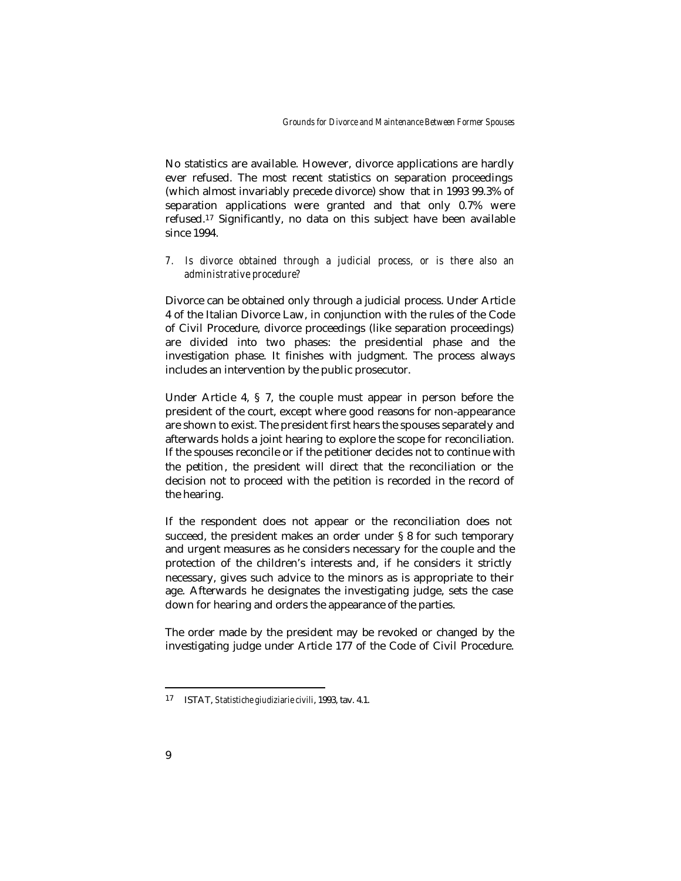No statistics are available. However, divorce applications are hardly ever refused. The most recent statistics on separation proceedings (which almost invariably precede divorce) show that in 1993 99.3% of separation applications were granted and that only 0.7% were refused.[17] Significantly, no data on this subject have been available since 1994.

*7. Is divorce obtained through a judicial process, or is there also an administrative procedure?*

Divorce can be obtained only through a judicial process. Under Article 4 of the Italian Divorce Law, in conjunction with the rules of the Code of Civil Procedure, divorce proceedings (like separation proceedings) are divided into two phases: the presidential phase and the investigation phase. It finishes with judgment. The process always includes an intervention by the public prosecutor.

Under Article 4, § 7, the couple must appear in person before the president of the court, except where good reasons for non-appearance are shown to exist. The president first hears the spouses separately and afterwards holds a joint hearing to explore the scope for reconciliation. If the spouses reconcile or if the petitioner decides not to continue with the petition, the president will direct that the reconciliation or the decision not to proceed with the petition is recorded in the record of the hearing.

If the respondent does not appear or the reconciliation does not succeed, the president makes an order under § 8 for such temporary and urgent measures as he considers necessary for the couple and the protection of the children's interests and, if he considers it strictly necessary, gives such advice to the minors as is appropriate to their age. Afterwards he designates the investigating judge, sets the case down for hearing and orders the appearance of the parties.

The order made by the president may be revoked or changed by the investigating judge under Article 177 of the Code of Civil Procedure.

---

[17] ISTAT, *Statistiche giudiziarie civili*, 1993, tav. 4.1.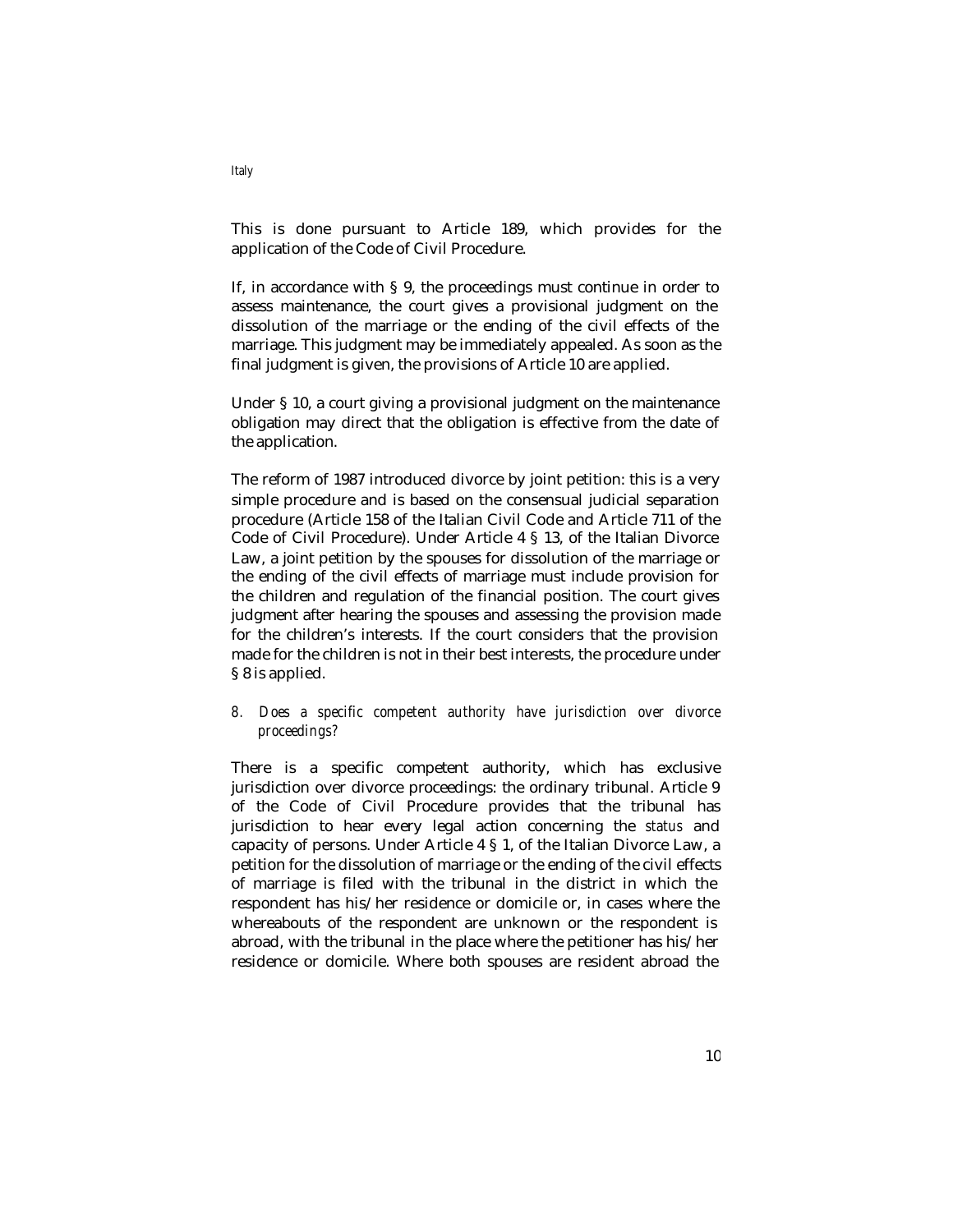This is done pursuant to Article 189, which provides for the application of the Code of Civil Procedure.

If, in accordance with § 9, the proceedings must continue in order to assess maintenance, the court gives a provisional judgment on the dissolution of the marriage or the ending of the civil effects of the marriage. This judgment may be immediately appealed. As soon as the final judgment is given, the provisions of Article 10 are applied.

Under § 10, a court giving a provisional judgment on the maintenance obligation may direct that the obligation is effective from the date of the application.

The reform of 1987 introduced divorce by joint petition: this is a very simple procedure and is based on the consensual judicial separation procedure (Article 158 of the Italian Civil Code and Article 711 of the Code of Civil Procedure). Under Article 4 § 13, of the Italian Divorce Law, a joint petition by the spouses for dissolution of the marriage or the ending of the civil effects of marriage must include provision for the children and regulation of the financial position. The court gives judgment after hearing the spouses and assessing the provision made for the children's interests. If the court considers that the provision made for the children is not in their best interests, the procedure under § 8 is applied.

*8. Does a specific competent authority have jurisdiction over divorce proceedings?*

There is a specific competent authority, which has exclusive jurisdiction over divorce proceedings: the ordinary tribunal. Article 9 of the Code of Civil Procedure provides that the tribunal has jurisdiction to hear every legal action concerning the *status* and capacity of persons. Under Article 4 § 1, of the Italian Divorce Law, a petition for the dissolution of marriage or the ending of the civil effects of marriage is filed with the tribunal in the district in which the respondent has his/her residence or domicile or, in cases where the whereabouts of the respondent are unknown or the respondent is abroad, with the tribunal in the place where the petitioner has his/her residence or domicile. Where both spouses are resident abroad the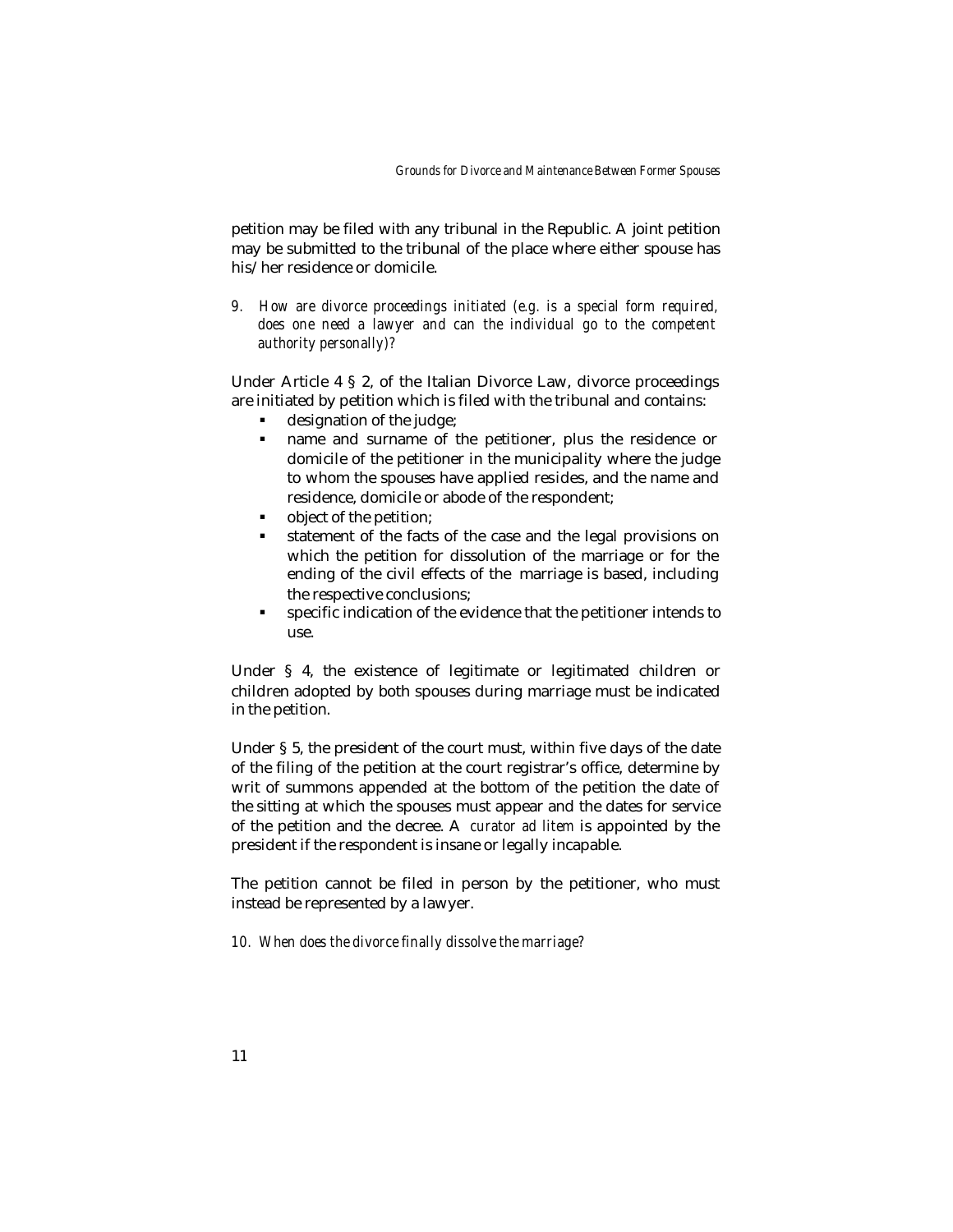petition may be filed with any tribunal in the Republic. A joint petition may be submitted to the tribunal of the place where either spouse has his/her residence or domicile.

*9. How are divorce proceedings initiated (e.g. is a special form required, does one need a lawyer and can the individual go to the competent authority personally)?*

Under Article 4 § 2, of the Italian Divorce Law, divorce proceedings are initiated by petition which is filed with the tribunal and contains:

- designation of the judge;
- name and surname of the petitioner, plus the residence or domicile of the petitioner in the municipality where the judge to whom the spouses have applied resides, and the name and residence, domicile or abode of the respondent;
- object of the petition;
- statement of the facts of the case and the legal provisions on which the petition for dissolution of the marriage or for the ending of the civil effects of the marriage is based, including the respective conclusions;
- specific indication of the evidence that the petitioner intends to use.

Under § 4, the existence of legitimate or legitimated children or children adopted by both spouses during marriage must be indicated in the petition.

Under § 5, the president of the court must, within five days of the date of the filing of the petition at the court registrar's office, determine by writ of summons appended at the bottom of the petition the date of the sitting at which the spouses must appear and the dates for service of the petition and the decree. A *curator ad litem* is appointed by the president if the respondent is insane or legally incapable.

The petition cannot be filed in person by the petitioner, who must instead be represented by a lawyer.

*10. When does the divorce finally dissolve the marriage?*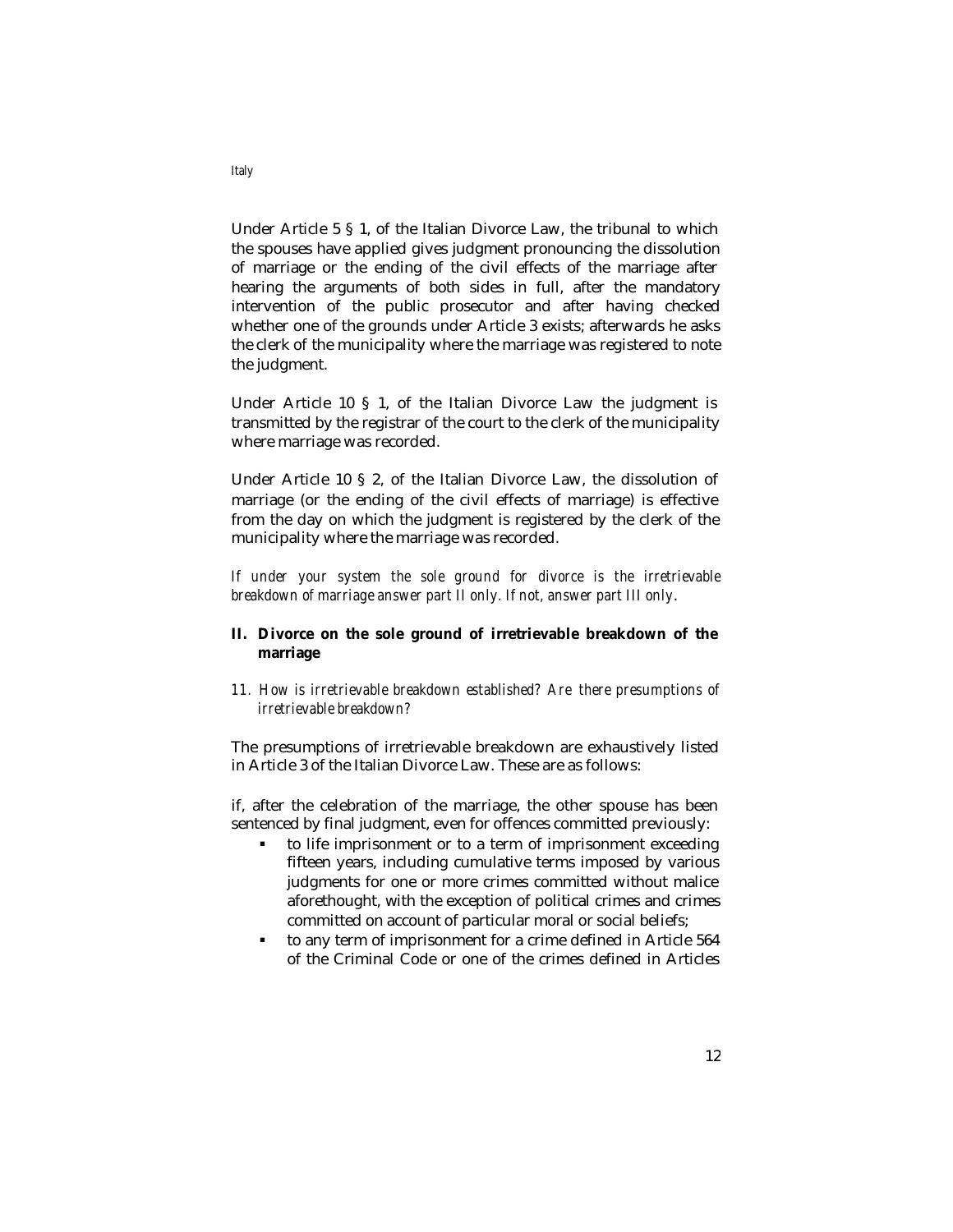Under Article 5 § 1, of the Italian Divorce Law, the tribunal to which the spouses have applied gives judgment pronouncing the dissolution of marriage or the ending of the civil effects of the marriage after hearing the arguments of both sides in full, after the mandatory intervention of the public prosecutor and after having checked whether one of the grounds under Article 3 exists; afterwards he asks the clerk of the municipality where the marriage was registered to note the judgment.

Under Article 10 § 1, of the Italian Divorce Law the judgment is transmitted by the registrar of the court to the clerk of the municipality where marriage was recorded.

Under Article 10 § 2, of the Italian Divorce Law, the dissolution of marriage (or the ending of the civil effects of marriage) is effective from the day on which the judgment is registered by the clerk of the municipality where the marriage was recorded.

*If under your system the sole ground for divorce is the irretrievable breakdown of marriage answer part II only. If not, answer part III only.*

## II. Divorce on the sole ground of irretrievable breakdown of the marriage

*11. How is irretrievable breakdown established? Are there presumptions of irretrievable breakdown?*

The presumptions of irretrievable breakdown are exhaustively listed in Article 3 of the Italian Divorce Law. These are as follows:

if, after the celebration of the marriage, the other spouse has been sentenced by final judgment, even for offences committed previously:

- to life imprisonment or to a term of imprisonment exceeding fifteen years, including cumulative terms imposed by various judgments for one or more crimes committed without malice aforethought, with the exception of political crimes and crimes committed on account of particular moral or social beliefs;
- to any term of imprisonment for a crime defined in Article 564 of the Criminal Code or one of the crimes defined in Articles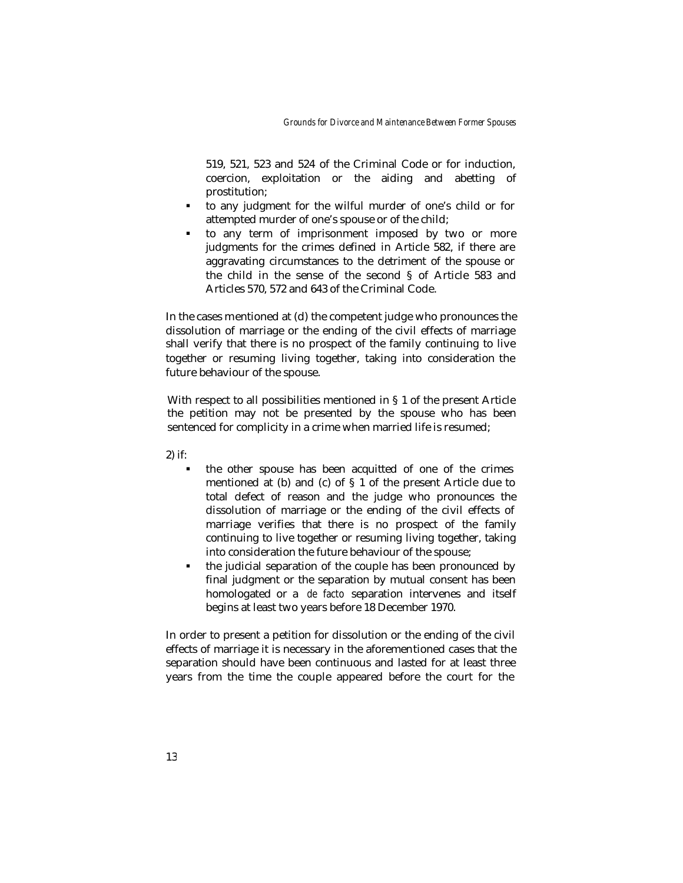519, 521, 523 and 524 of the Criminal Code or for induction, coercion, exploitation or the aiding and abetting of prostitution;

- to any judgment for the wilful murder of one's child or for attempted murder of one's spouse or of the child;
- to any term of imprisonment imposed by two or more judgments for the crimes defined in Article 582, if there are aggravating circumstances to the detriment of the spouse or the child in the sense of the second § of Article 583 and Articles 570, 572 and 643 of the Criminal Code.

In the cases mentioned at (d) the competent judge who pronounces the dissolution of marriage or the ending of the civil effects of marriage shall verify that there is no prospect of the family continuing to live together or resuming living together, taking into consideration the future behaviour of the spouse.

With respect to all possibilities mentioned in § 1 of the present Article the petition may not be presented by the spouse who has been sentenced for complicity in a crime when married life is resumed;

2) if:

- the other spouse has been acquitted of one of the crimes mentioned at (b) and (c) of § 1 of the present Article due to total defect of reason and the judge who pronounces the dissolution of marriage or the ending of the civil effects of marriage verifies that there is no prospect of the family continuing to live together or resuming living together, taking into consideration the future behaviour of the spouse;
- the judicial separation of the couple has been pronounced by final judgment or the separation by mutual consent has been homologated or a *de facto* separation intervenes and itself begins at least two years before 18 December 1970.

In order to present a petition for dissolution or the ending of the civil effects of marriage it is necessary in the aforementioned cases that the separation should have been continuous and lasted for at least three years from the time the couple appeared before the court for the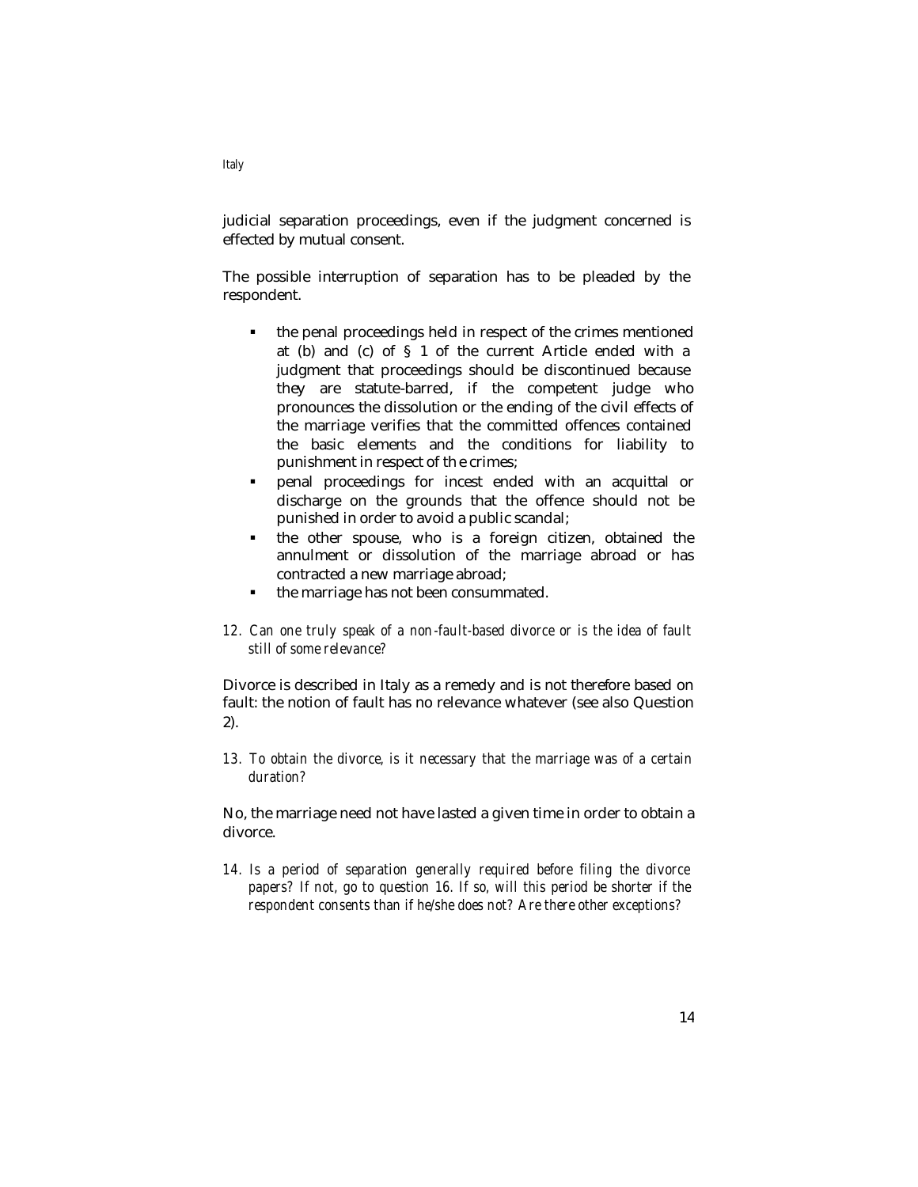judicial separation proceedings, even if the judgment concerned is effected by mutual consent.

The possible interruption of separation has to be pleaded by the respondent.

- the penal proceedings held in respect of the crimes mentioned at (b) and (c) of § 1 of the current Article ended with a judgment that proceedings should be discontinued because they are statute-barred, if the competent judge who pronounces the dissolution or the ending of the civil effects of the marriage verifies that the committed offences contained the basic elements and the conditions for liability to punishment in respect of th e crimes;
- penal proceedings for incest ended with an acquittal or discharge on the grounds that the offence should not be punished in order to avoid a public scandal;
- the other spouse, who is a foreign citizen, obtained the annulment or dissolution of the marriage abroad or has contracted a new marriage abroad;
- the marriage has not been consummated.

*12. Can one truly speak of a non-fault-based divorce or is the idea of fault still of some relevance?*

Divorce is described in Italy as a remedy and is not therefore based on fault: the notion of fault has no relevance whatever (see also Question 2).

*13. To obtain the divorce, is it necessary that the marriage was of a certain duration?*

No, the marriage need not have lasted a given time in order to obtain a divorce.

*14. Is a period of separation generally required before filing the divorce papers? If not, go to question 16. If so, will this period be shorter if the respondent consents than if he/she does not? Are there other exceptions?*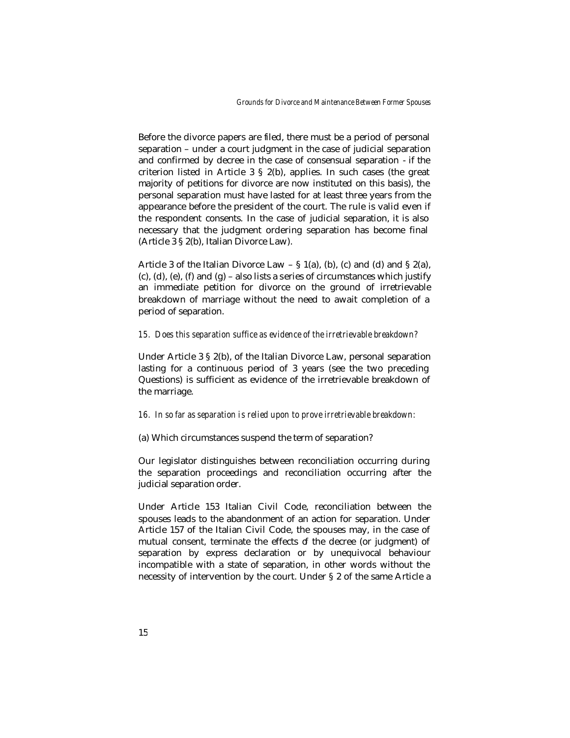Before the divorce papers are filed, there must be a period of personal separation – under a court judgment in the case of judicial separation and confirmed by decree in the case of consensual separation - if the criterion listed in Article 3 § 2(b), applies. In such cases (the great majority of petitions for divorce are now instituted on this basis), the personal separation must have lasted for at least three years from the appearance before the president of the court. The rule is valid even if the respondent consents. In the case of judicial separation, it is also necessary that the judgment ordering separation has become final (Article 3 § 2(b), Italian Divorce Law).

Article 3 of the Italian Divorce Law – § 1(a), (b), (c) and (d) and § 2(a), (c), (d), (e), (f) and (g) – also lists a series of circumstances which justify an immediate petition for divorce on the ground of irretrievable breakdown of marriage without the need to await completion of a period of separation.

*15. Does this separation suffice as evidence of the irretrievable breakdown?*

Under Article 3 § 2(b), of the Italian Divorce Law, personal separation lasting for a continuous period of 3 years (see the two preceding Questions) is sufficient as evidence of the irretrievable breakdown of the marriage.

*16. In so far as separation is relied upon to prove irretrievable breakdown:*

(a) Which circumstances suspend the term of separation?

Our legislator distinguishes between reconciliation occurring during the separation proceedings and reconciliation occurring after the judicial separation order.

Under Article 153 Italian Civil Code, reconciliation between the spouses leads to the abandonment of an action for separation. Under Article 157 of the Italian Civil Code, the spouses may, in the case of mutual consent, terminate the effects of the decree (or judgment) of separation by express declaration or by unequivocal behaviour incompatible with a state of separation, in other words without the necessity of intervention by the court. Under § 2 of the same Article a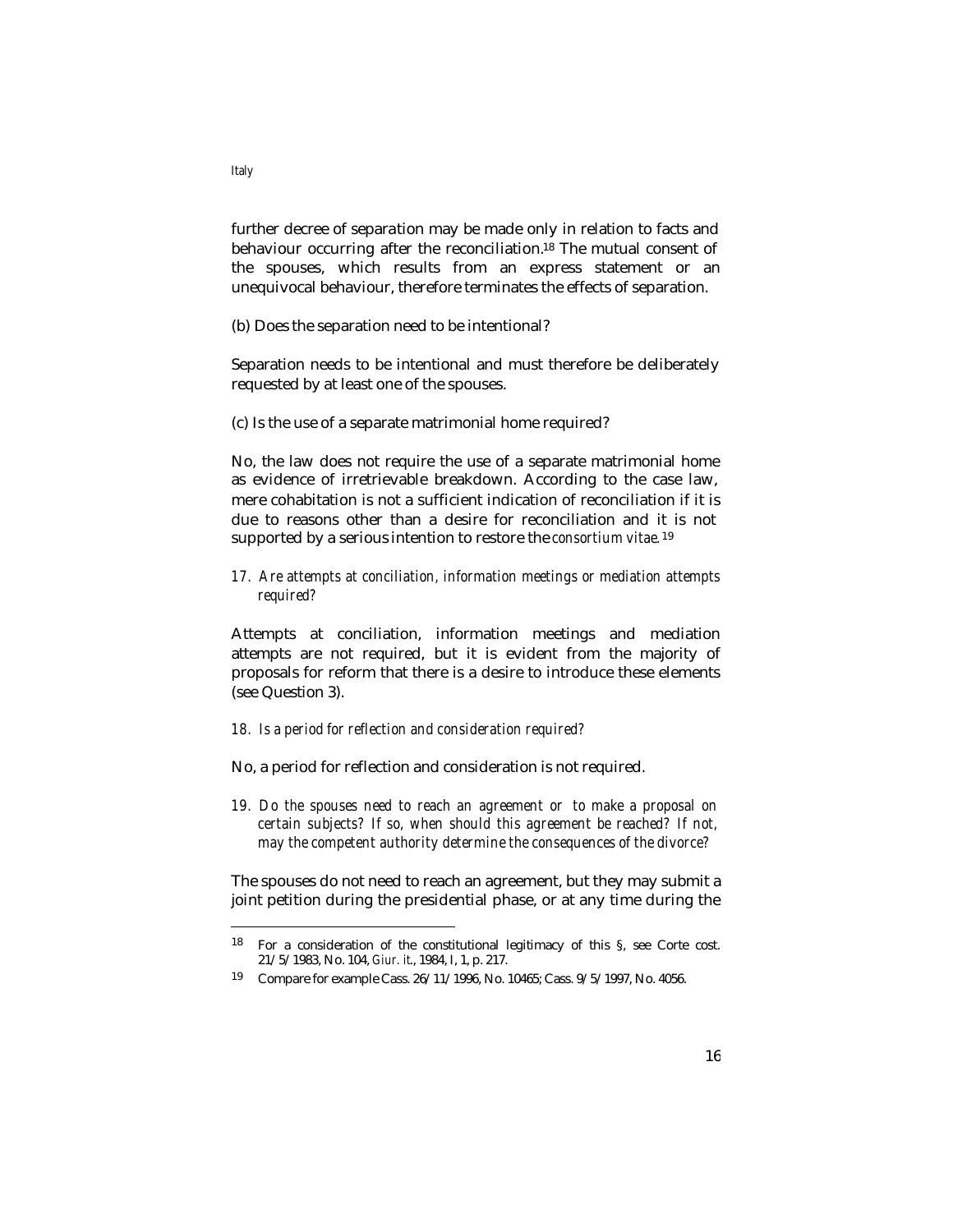further decree of separation may be made only in relation to facts and behaviour occurring after the reconciliation.[18] The mutual consent of the spouses, which results from an express statement or an unequivocal behaviour, therefore terminates the effects of separation.

(b) Does the separation need to be intentional?

Separation needs to be intentional and must therefore be deliberately requested by at least one of the spouses.

(c) Is the use of a separate matrimonial home required?

No, the law does not require the use of a separate matrimonial home as evidence of irretrievable breakdown. According to the case law, mere cohabitation is not a sufficient indication of reconciliation if it is due to reasons other than a desire for reconciliation and it is not supported by a serious intention to restore the *consortium vitae*.[19]

*17. Are attempts at conciliation, information meetings or mediation attempts required?*

Attempts at conciliation, information meetings and mediation attempts are not required, but it is evident from the majority of proposals for reform that there is a desire to introduce these elements (see Question 3).

*18. Is a period for reflection and consideration required?*

No, a period for reflection and consideration is not required.

*19. Do the spouses need to reach an agreement or to make a proposal on certain subjects? If so, when should this agreement be reached? If not, may the competent authority determine the consequences of the divorce?*

The spouses do not need to reach an agreement, but they may submit a joint petition during the presidential phase, or at any time during the

---

[18] For a consideration of the constitutional legitimacy of this §, see Corte cost. 21/5/1983, No. 104, *Giur. it.*, 1984, I, 1, p. 217.

[19] Compare for example Cass. 26/11/1996, No. 10465; Cass. 9/5/1997, No. 4056.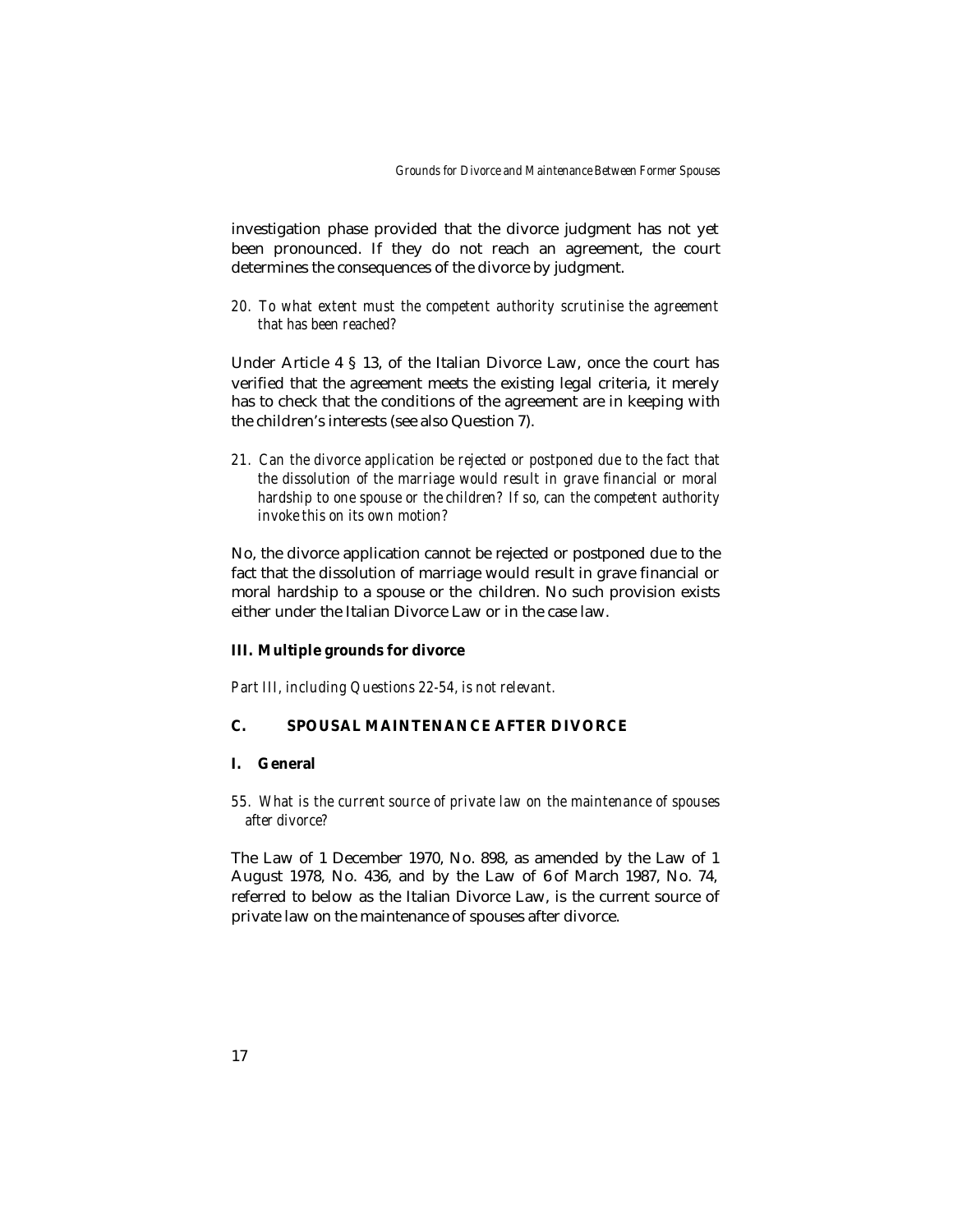investigation phase provided that the divorce judgment has not yet been pronounced. If they do not reach an agreement, the court determines the consequences of the divorce by judgment.

*20. To what extent must the competent authority scrutinise the agreement that has been reached?*

Under Article 4 § 13, of the Italian Divorce Law, once the court has verified that the agreement meets the existing legal criteria, it merely has to check that the conditions of the agreement are in keeping with the children's interests (see also Question 7).

*21. Can the divorce application be rejected or postponed due to the fact that the dissolution of the marriage would result in grave financial or moral hardship to one spouse or the children? If so, can the competent authority invoke this on its own motion?*

No, the divorce application cannot be rejected or postponed due to the fact that the dissolution of marriage would result in grave financial or moral hardship to a spouse or the children. No such provision exists either under the Italian Divorce Law or in the case law.

### III. Multiple grounds for divorce

*Part III, including Questions 22-54, is not relevant.*

## C. SPOUSAL MAINTENANCE AFTER DIVORCE

### I. General

*55. What is the current source of private law on the maintenance of spouses after divorce?*

The Law of 1 December 1970, No. 898, as amended by the Law of 1 August 1978, No. 436, and by the Law of 6 of March 1987, No. 74, referred to below as the Italian Divorce Law, is the current source of private law on the maintenance of spouses after divorce.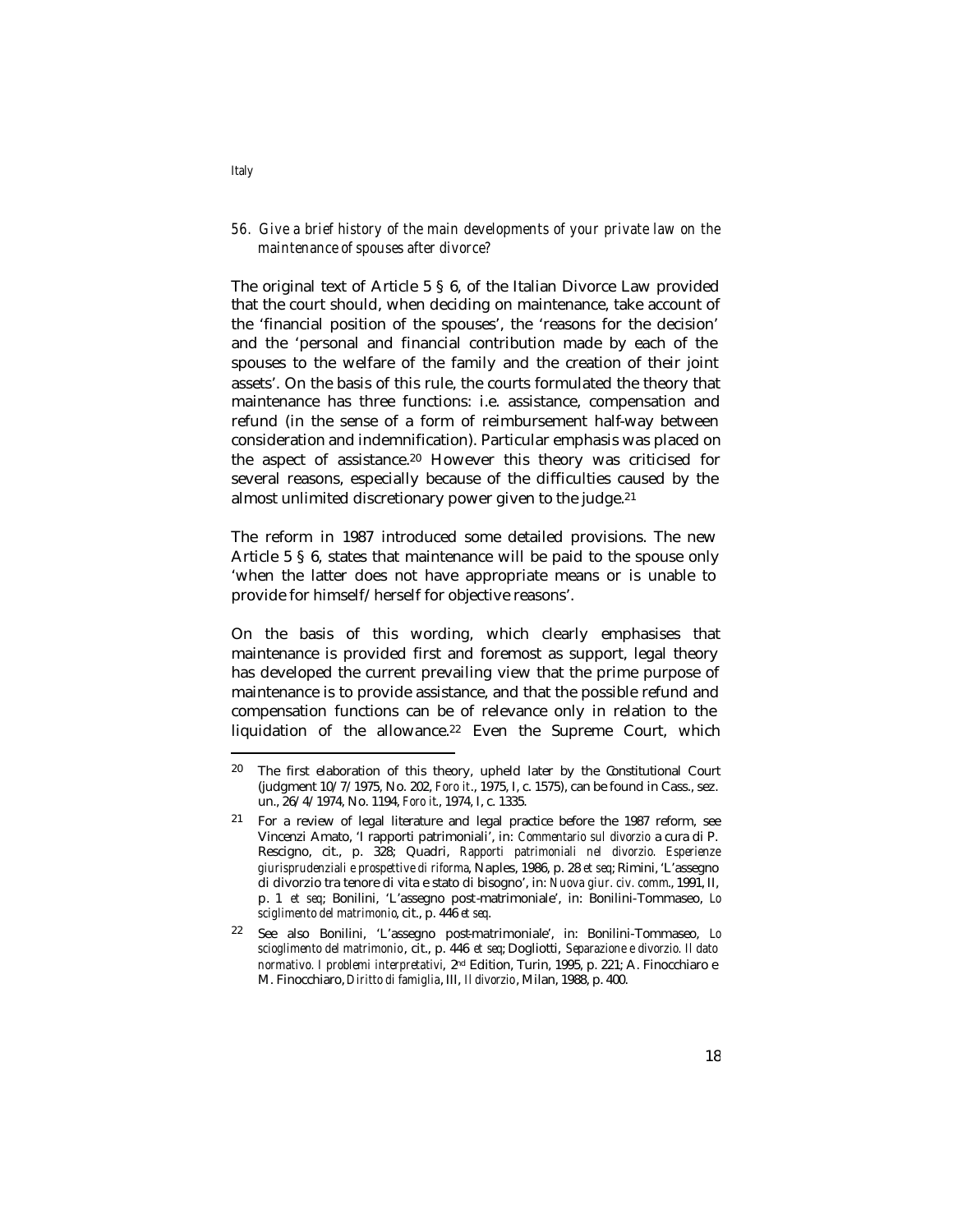*56. Give a brief history of the main developments of your private law on the maintenance of spouses after divorce?*

The original text of Article 5 § 6, of the Italian Divorce Law provided that the court should, when deciding on maintenance, take account of the 'financial position of the spouses', the 'reasons for the decision' and the 'personal and financial contribution made by each of the spouses to the welfare of the family and the creation of their joint assets'. On the basis of this rule, the courts formulated the theory that maintenance has three functions: i.e. assistance, compensation and refund (in the sense of a form of reimbursement half-way between consideration and indemnification). Particular emphasis was placed on the aspect of assistance.[20] However this theory was criticised for several reasons, especially because of the difficulties caused by the almost unlimited discretionary power given to the judge.[21]

The reform in 1987 introduced some detailed provisions. The new Article 5 § 6, states that maintenance will be paid to the spouse only 'when the latter does not have appropriate means or is unable to provide for himself/herself for objective reasons'.

On the basis of this wording, which clearly emphasises that maintenance is provided first and foremost as support, legal theory has developed the current prevailing view that the prime purpose of maintenance is to provide assistance, and that the possible refund and compensation functions can be of relevance only in relation to the liquidation of the allowance.[22] Even the Supreme Court, which

---

[20] The first elaboration of this theory, upheld later by the Constitutional Court (judgment 10/7/1975, No. 202, *Foro it*., 1975, I, c. 1575), can be found in Cass., sez. un., 26/4/1974, No. 1194, *Foro it*., 1974, I, c. 1335.

[21] For a review of legal literature and legal practice before the 1987 reform, see Vincenzi Amato, 'I rapporti patrimoniali', in: *Commentario sul divorzio* a cura di P. Rescigno, cit., p. 328; Quadri, *Rapporti patrimoniali nel divorzio. Esperienze giurisprudenziali e prospettive di riforma*, Naples, 1986, p. 28 *et seq*; Rimini, 'L'assegno di divorzio tra tenore di vita e stato di bisogno', in: *Nuova giur. civ. comm*., 1991, II, p. 1 *et seq*; Bonilini, 'L'assegno post-matrimoniale', in: Bonilini-Tommaseo, *Lo sciglimento del matrimonio*, cit., p. 446 *et seq*.

[22] See also Bonilini, 'L'assegno post-matrimoniale', in: Bonilini-Tommaseo, *Lo scioglimento del matrimonio*, cit., p. 446 *et seq*; Dogliotti, *Separazione e divorzio. Il dato normativo. I problemi interpretativi*, 2nd Edition, Turin, 1995, p. 221; A. Finocchiaro e M. Finocchiaro, *Diritto di famiglia*, III, *Il divorzio*, Milan, 1988, p. 400.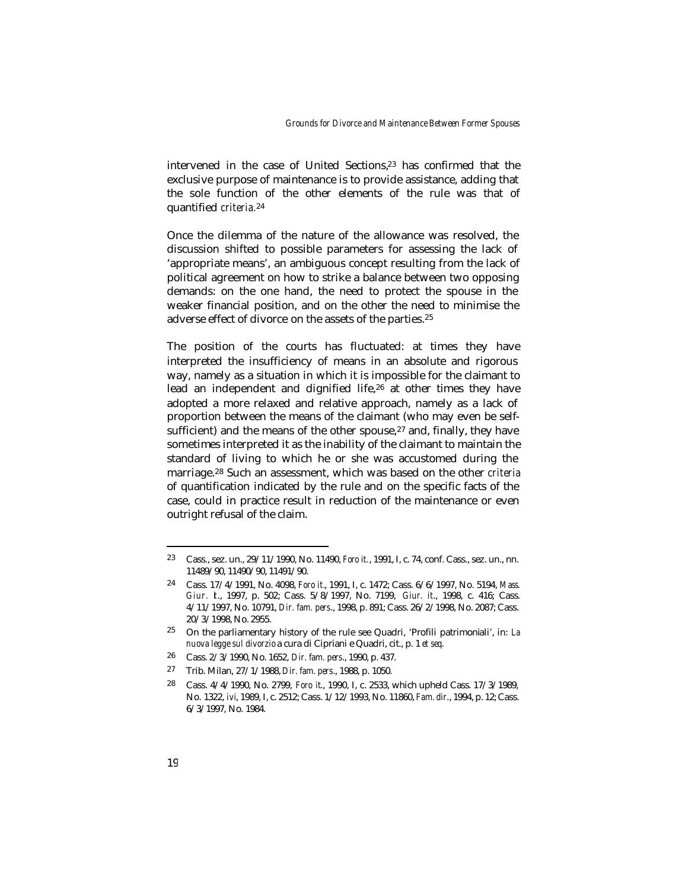intervened in the case of United Sections,[23] has confirmed that the exclusive purpose of maintenance is to provide assistance, adding that the sole function of the other elements of the rule was that of quantified *criteria*.[24]

Once the dilemma of the nature of the allowance was resolved, the discussion shifted to possible parameters for assessing the lack of 'appropriate means', an ambiguous concept resulting from the lack of political agreement on how to strike a balance between two opposing demands: on the one hand, the need to protect the spouse in the weaker financial position, and on the other the need to minimise the adverse effect of divorce on the assets of the parties.[25]

The position of the courts has fluctuated: at times they have interpreted the insufficiency of means in an absolute and rigorous way, namely as a situation in which it is impossible for the claimant to lead an independent and dignified life,[26] at other times they have adopted a more relaxed and relative approach, namely as a lack of proportion between the means of the claimant (who may even be self-sufficient) and the means of the other spouse,[27] and, finally, they have sometimes interpreted it as the inability of the claimant to maintain the standard of living to which he or she was accustomed during the marriage.[28] Such an assessment, which was based on the other *criteria* of quantification indicated by the rule and on the specific facts of the case, could in practice result in reduction of the maintenance or even outright refusal of the claim.

---

[23] Cass., sez. un., 29/11/1990, No. 11490, *Foro it.*, 1991, I, c. 74, conf. Cass., sez. un., nn. 11489/90, 11490/90, 11491/90.

[24] Cass. 17/4/1991, No. 4098, *Foro it.*, 1991, I, c. 1472; Cass. 6/6/1997, No. 5194, *Mass. Giur. It.*, 1997, p. 502; Cass. 5/8/1997, No. 7199, *Giur. it.*, 1998, c. 416; Cass. 4/11/1997, No. 10791, *Dir. fam. pers.*, 1998, p. 891; Cass. 26/2/1998, No. 2087; Cass. 20/3/1998, No. 2955.

[25] On the parliamentary history of the rule see Quadri, 'Profili patrimoniali', in: *La nuova legge sul divorzio* a cura di Cipriani e Quadri, cit., p. 1 *et seq*.

[26] Cass. 2/3/1990, No. 1652, *Dir. fam. pers.*, 1990, p. 437.

[27] Trib. Milan, 27/1/1988, *Dir. fam. pers.*, 1988, p. 1050.

[28] Cass. 4/4/1990, No. 2799, *Foro it.*, 1990, I, c. 2533, which upheld Cass. 17/3/1989, No. 1322, *ivi*, 1989, I, c. 2512; Cass. 1/12/1993, No. 11860, *Fam. dir.*, 1994, p. 12; Cass. 6/3/1997, No. 1984.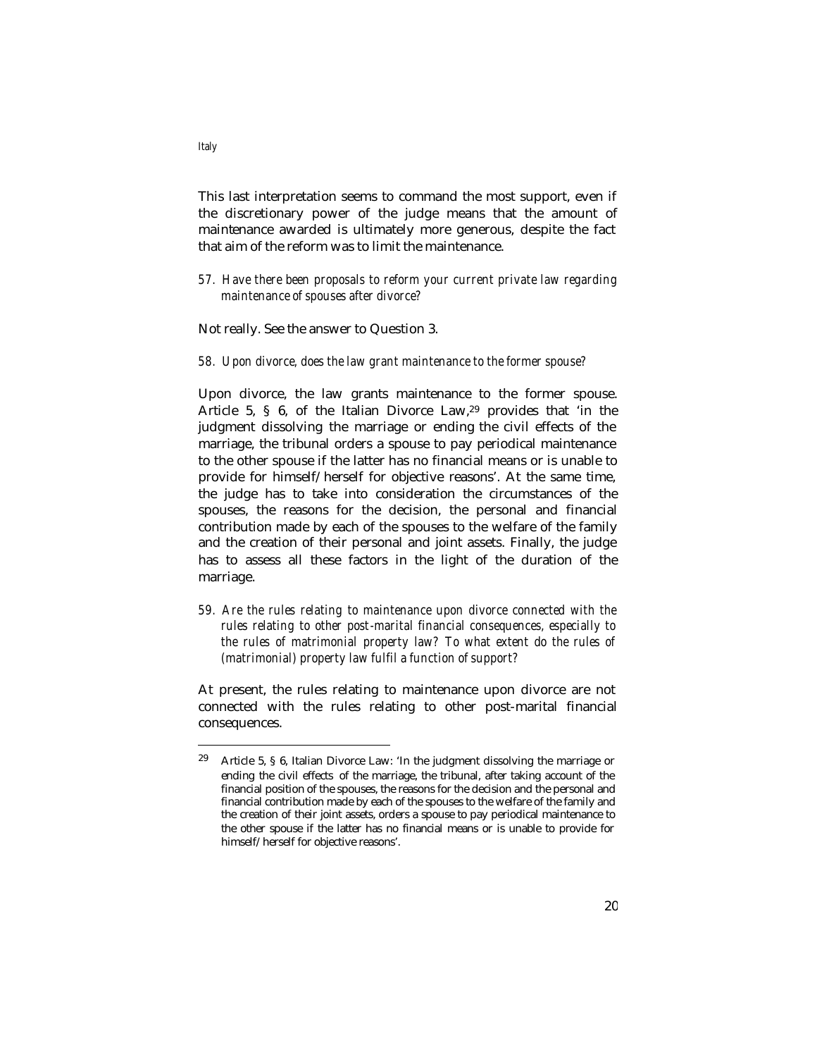This last interpretation seems to command the most support, even if the discretionary power of the judge means that the amount of maintenance awarded is ultimately more generous, despite the fact that aim of the reform was to limit the maintenance.

*57. Have there been proposals to reform your current private law regarding maintenance of spouses after divorce?*

Not really. See the answer to Question 3.

*58. Upon divorce, does the law grant maintenance to the former spouse?*

Upon divorce, the law grants maintenance to the former spouse. Article 5, § 6, of the Italian Divorce Law,[29] provides that 'in the judgment dissolving the marriage or ending the civil effects of the marriage, the tribunal orders a spouse to pay periodical maintenance to the other spouse if the latter has no financial means or is unable to provide for himself/herself for objective reasons'. At the same time, the judge has to take into consideration the circumstances of the spouses, the reasons for the decision, the personal and financial contribution made by each of the spouses to the welfare of the family and the creation of their personal and joint assets. Finally, the judge has to assess all these factors in the light of the duration of the marriage.

*59. Are the rules relating to maintenance upon divorce connected with the rules relating to other post-marital financial consequences, especially to the rules of matrimonial property law? To what extent do the rules of (matrimonial) property law fulfil a function of support?*

At present, the rules relating to maintenance upon divorce are not connected with the rules relating to other post-marital financial consequences.

---

[29] Article 5, § 6, Italian Divorce Law: 'In the judgment dissolving the marriage or ending the civil effects of the marriage, the tribunal, after taking account of the financial position of the spouses, the reasons for the decision and the personal and financial contribution made by each of the spouses to the welfare of the family and the creation of their joint assets, orders a spouse to pay periodical maintenance to the other spouse if the latter has no financial means or is unable to provide for himself/herself for objective reasons'.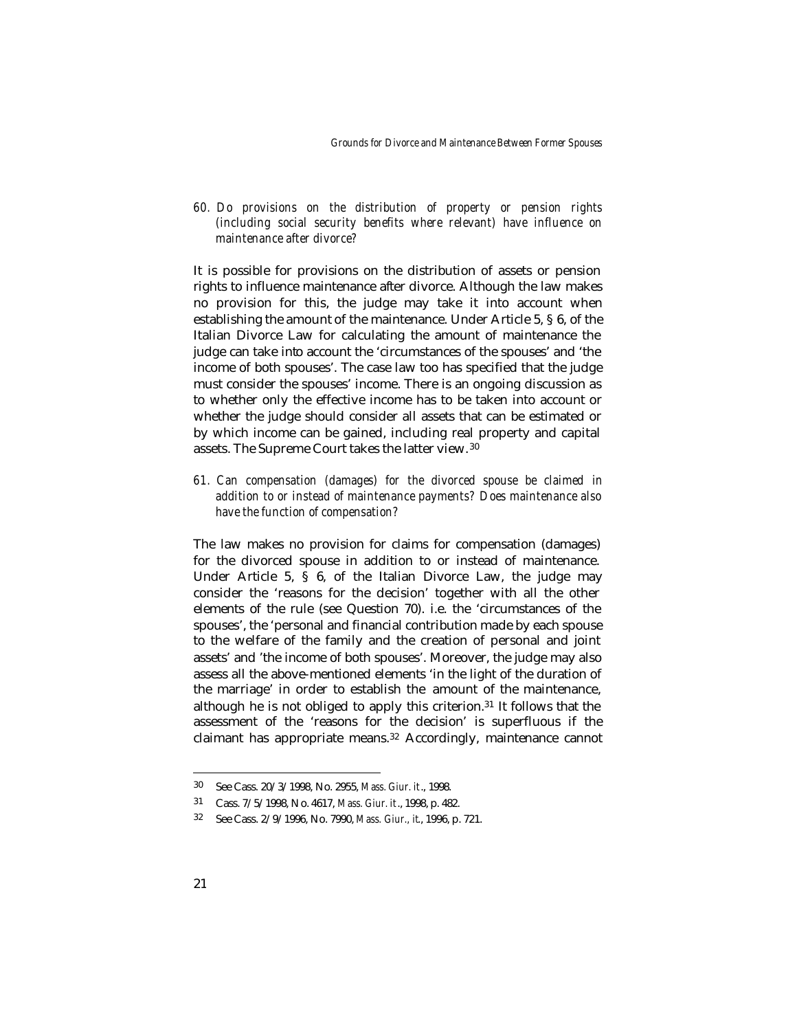*60. Do provisions on the distribution of property or pension rights (including social security benefits where relevant) have influence on maintenance after divorce?*

It is possible for provisions on the distribution of assets or pension rights to influence maintenance after divorce. Although the law makes no provision for this, the judge may take it into account when establishing the amount of the maintenance. Under Article 5, § 6, of the Italian Divorce Law for calculating the amount of maintenance the judge can take into account the 'circumstances of the spouses' and 'the income of both spouses'. The case law too has specified that the judge must consider the spouses' income. There is an ongoing discussion as to whether only the effective income has to be taken into account or whether the judge should consider all assets that can be estimated or by which income can be gained, including real property and capital assets. The Supreme Court takes the latter view.[30]

*61. Can compensation (damages) for the divorced spouse be claimed in addition to or instead of maintenance payments? Does maintenance also have the function of compensation?*

The law makes no provision for claims for compensation (damages) for the divorced spouse in addition to or instead of maintenance. Under Article 5, § 6, of the Italian Divorce Law, the judge may consider the 'reasons for the decision' together with all the other elements of the rule (see Question 70). i.e. the 'circumstances of the spouses', the 'personal and financial contribution made by each spouse to the welfare of the family and the creation of personal and joint assets' and 'the income of both spouses'. Moreover, the judge may also assess all the above-mentioned elements 'in the light of the duration of the marriage' in order to establish the amount of the maintenance, although he is not obliged to apply this criterion.[31] It follows that the assessment of the 'reasons for the decision' is superfluous if the claimant has appropriate means.[32] Accordingly, maintenance cannot

---

[30] See Cass. 20/3/1998, No. 2955, *Mass. Giur. it*., 1998.

[31] Cass. 7/5/1998, No. 4617, *Mass. Giur. it*., 1998, p. 482.

[32] See Cass. 2/9/1996, No. 7990, *Mass. Giur., it*., 1996, p. 721.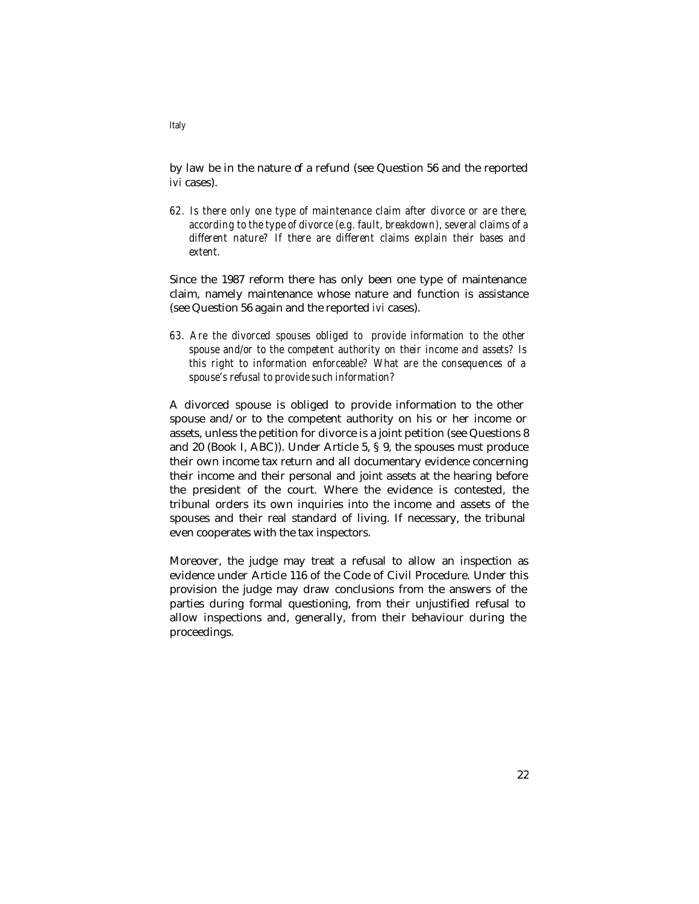by law be in the nature of a refund (see Question 56 and the reported *ivi* cases).

*62. Is there only one type of maintenance claim after divorce or are there, according to the type of divorce (e.g. fault, breakdown), several claims of a different nature? If there are different claims explain their bases and extent.*

Since the 1987 reform there has only been one type of maintenance claim, namely maintenance whose nature and function is assistance (see Question 56 again and the reported *ivi* cases).

*63. Are the divorced spouses obliged to provide information to the other spouse and/or to the competent authority on their income and assets? Is this right to information enforceable? What are the consequences of a spouse's refusal to provide such information?*

A divorced spouse is obliged to provide information to the other spouse and/or to the competent authority on his or her income or assets, unless the petition for divorce is a joint petition (see Questions 8 and 20 (Book I, ABC)). Under Article 5, § 9, the spouses must produce their own income tax return and all documentary evidence concerning their income and their personal and joint assets at the hearing before the president of the court. Where the evidence is contested, the tribunal orders its own inquiries into the income and assets of the spouses and their real standard of living. If necessary, the tribunal even cooperates with the tax inspectors.

Moreover, the judge may treat a refusal to allow an inspection as evidence under Article 116 of the Code of Civil Procedure. Under this provision the judge may draw conclusions from the answers of the parties during formal questioning, from their unjustified refusal to allow inspections and, generally, from their behaviour during the proceedings.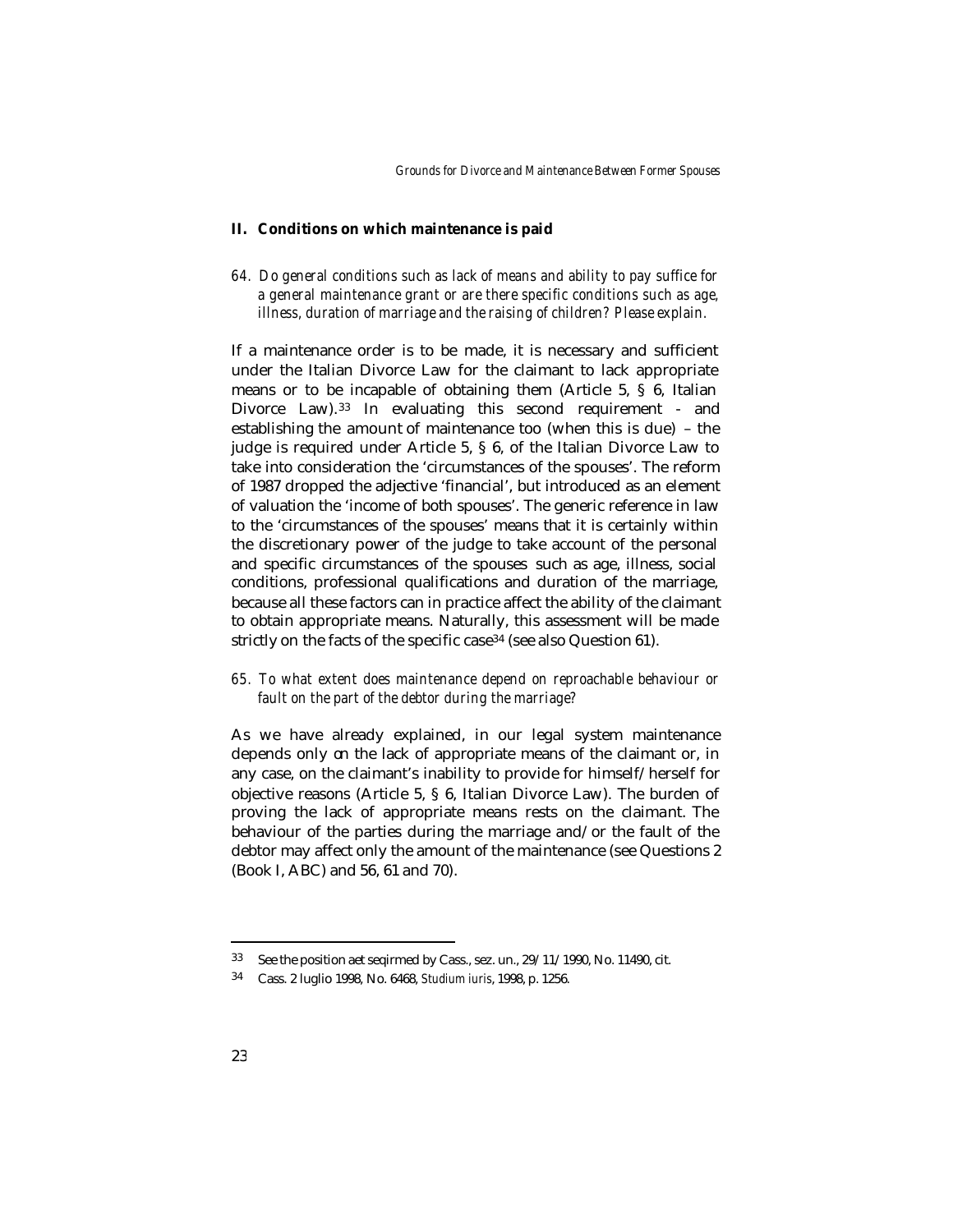## II. Conditions on which maintenance is paid

*64. Do general conditions such as lack of means and ability to pay suffice for a general maintenance grant or are there specific conditions such as age, illness, duration of marriage and the raising of children? Please explain.*

If a maintenance order is to be made, it is necessary and sufficient under the Italian Divorce Law for the claimant to lack appropriate means or to be incapable of obtaining them (Article 5, § 6, Italian Divorce Law).[33] In evaluating this second requirement - and establishing the amount of maintenance too (when this is due) – the judge is required under Article 5, § 6, of the Italian Divorce Law to take into consideration the 'circumstances of the spouses'. The reform of 1987 dropped the adjective 'financial', but introduced as an element of valuation the 'income of both spouses'. The generic reference in law to the 'circumstances of the spouses' means that it is certainly within the discretionary power of the judge to take account of the personal and specific circumstances of the spouses such as age, illness, social conditions, professional qualifications and duration of the marriage, because all these factors can in practice affect the ability of the claimant to obtain appropriate means. Naturally, this assessment will be made strictly on the facts of the specific case[34] (see also Question 61).

*65. To what extent does maintenance depend on reproachable behaviour or fault on the part of the debtor during the marriage?*

As we have already explained, in our legal system maintenance depends only on the lack of appropriate means of the claimant or, in any case, on the claimant's inability to provide for himself/herself for objective reasons (Article 5, § 6, Italian Divorce Law). The burden of proving the lack of appropriate means rests on the claimant. The behaviour of the parties during the marriage and/or the fault of the debtor may affect only the amount of the maintenance (see Questions 2 (Book I, ABC) and 56, 61 and 70).

---

33 See the position aet seqirmed by Cass., sez. un., 29/11/1990, No. 11490, cit.

34 Cass. 2 luglio 1998, No. 6468, *Studium iuris*, 1998, p. 1256.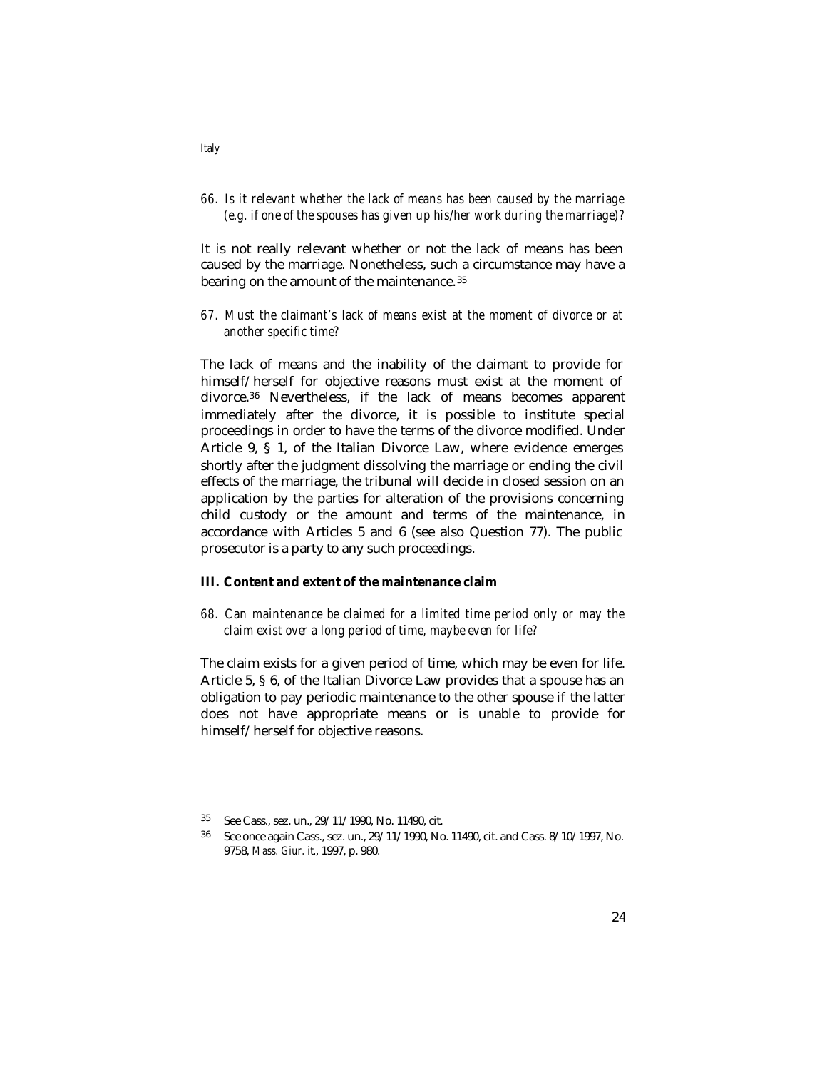*66. Is it relevant whether the lack of means has been caused by the marriage (e.g. if one of the spouses has given up his/her work during the marriage)?*

It is not really relevant whether or not the lack of means has been caused by the marriage. Nonetheless, such a circumstance may have a bearing on the amount of the maintenance.[35]

*67. Must the claimant's lack of means exist at the moment of divorce or at another specific time?*

The lack of means and the inability of the claimant to provide for himself/herself for objective reasons must exist at the moment of divorce.[36] Nevertheless, if the lack of means becomes apparent immediately after the divorce, it is possible to institute special proceedings in order to have the terms of the divorce modified. Under Article 9, § 1, of the Italian Divorce Law, where evidence emerges shortly after the judgment dissolving the marriage or ending the civil effects of the marriage, the tribunal will decide in closed session on an application by the parties for alteration of the provisions concerning child custody or the amount and terms of the maintenance, in accordance with Articles 5 and 6 (see also Question 77). The public prosecutor is a party to any such proceedings.

## III. Content and extent of the maintenance claim

*68. Can maintenance be claimed for a limited time period only or may the claim exist over a long period of time, maybe even for life?*

The claim exists for a given period of time, which may be even for life. Article 5, § 6, of the Italian Divorce Law provides that a spouse has an obligation to pay periodic maintenance to the other spouse if the latter does not have appropriate means or is unable to provide for himself/herself for objective reasons.

---

[35] See Cass., sez. un., 29/11/1990, No. 11490, cit.

[36] See once again Cass., sez. un., 29/11/1990, No. 11490, cit. and Cass. 8/10/1997, No. 9758, *Mass. Giur. it.*, 1997, p. 980.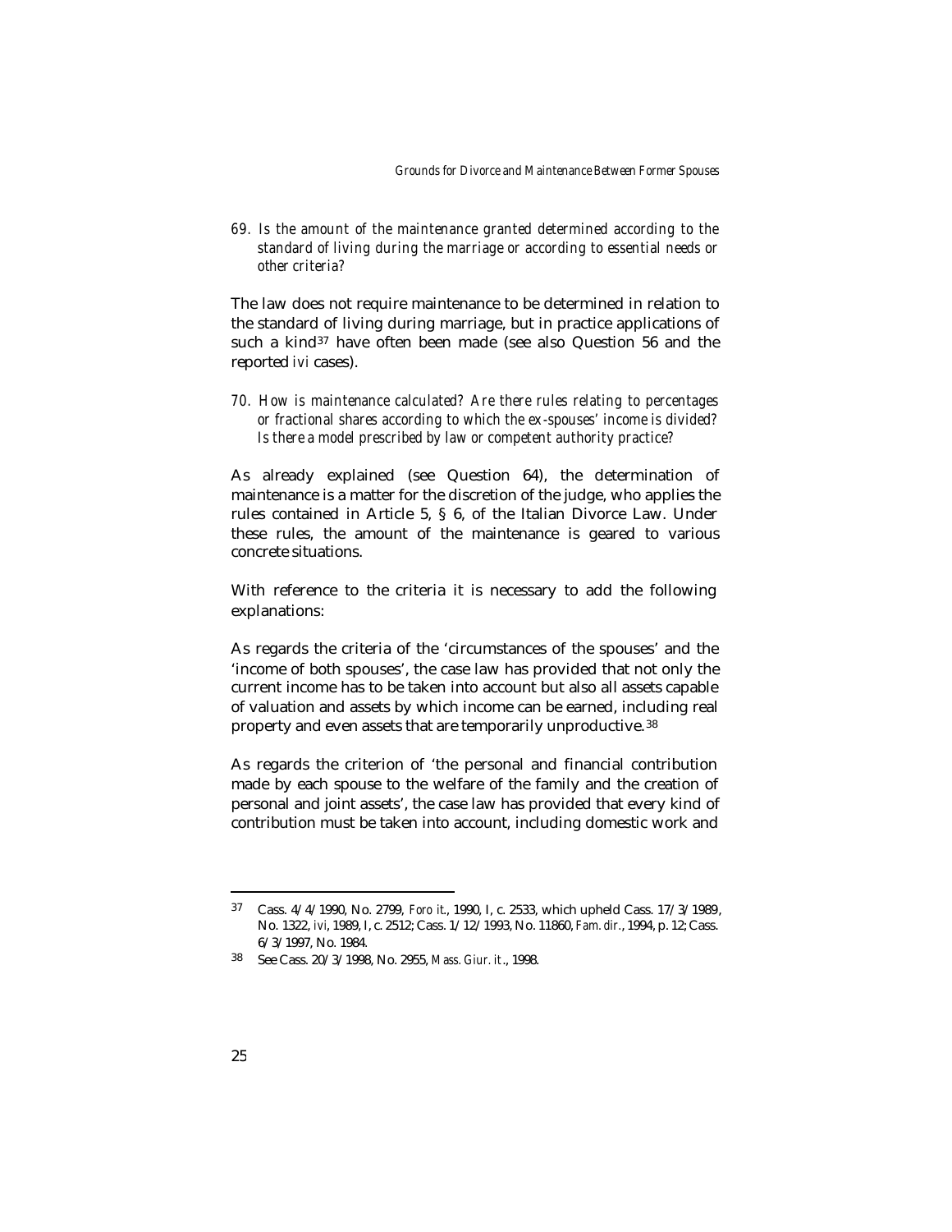*69. Is the amount of the maintenance granted determined according to the standard of living during the marriage or according to essential needs or other criteria?*

The law does not require maintenance to be determined in relation to the standard of living during marriage, but in practice applications of such a kind[37] have often been made (see also Question 56 and the reported *ivi* cases).

*70. How is maintenance calculated? Are there rules relating to percentages or fractional shares according to which the ex-spouses' income is divided? Is there a model prescribed by law or competent authority practice?*

As already explained (see Question 64), the determination of maintenance is a matter for the discretion of the judge, who applies the rules contained in Article 5, § 6, of the Italian Divorce Law. Under these rules, the amount of the maintenance is geared to various concrete situations.

With reference to the criteria it is necessary to add the following explanations:

As regards the criteria of the 'circumstances of the spouses' and the 'income of both spouses', the case law has provided that not only the current income has to be taken into account but also all assets capable of valuation and assets by which income can be earned, including real property and even assets that are temporarily unproductive.[38]

As regards the criterion of 'the personal and financial contribution made by each spouse to the welfare of the family and the creation of personal and joint assets', the case law has provided that every kind of contribution must be taken into account, including domestic work and

---

[37] Cass. 4/4/1990, No. 2799, *Foro it.*, 1990, I, c. 2533, which upheld Cass. 17/3/1989, No. 1322, *ivi*, 1989, I, c. 2512; Cass. 1/12/1993, No. 11860, *Fam. dir.*, 1994, p. 12; Cass. 6/3/1997, No. 1984.

[38] See Cass. 20/3/1998, No. 2955, *Mass. Giur. it.*, 1998.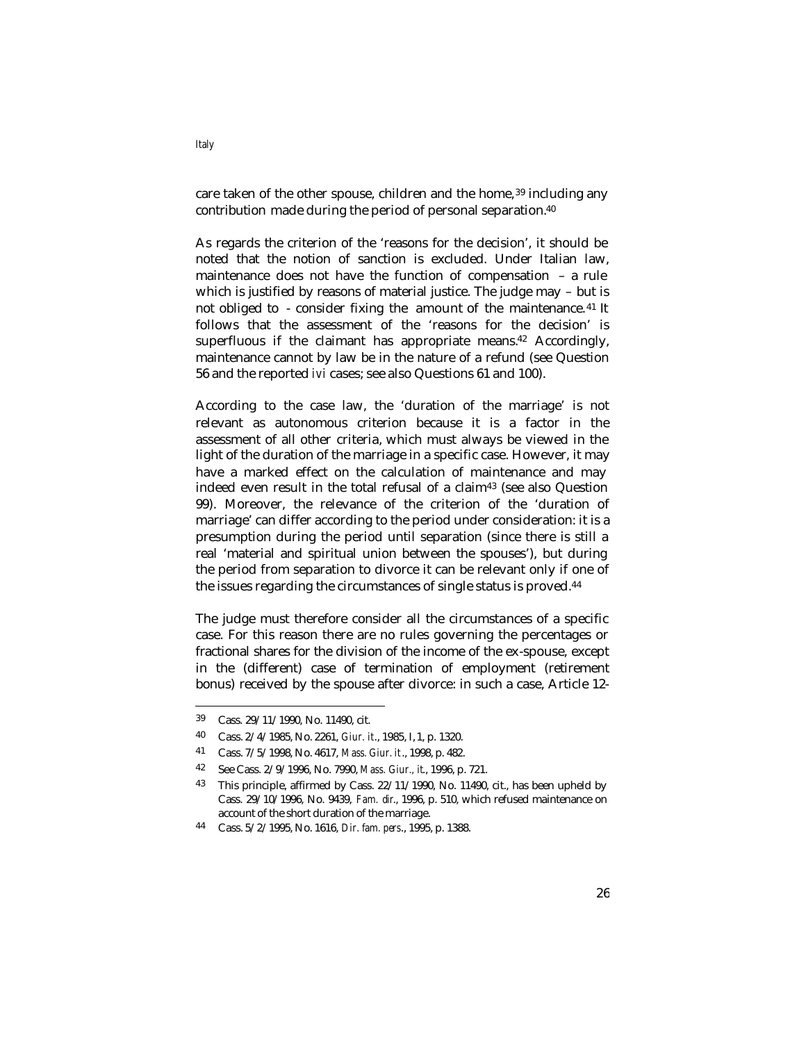care taken of the other spouse, children and the home,[39] including any contribution made during the period of personal separation.[40]

As regards the criterion of the 'reasons for the decision', it should be noted that the notion of sanction is excluded. Under Italian law, maintenance does not have the function of compensation – a rule which is justified by reasons of material justice. The judge may – but is not obliged to - consider fixing the amount of the maintenance.[41] It follows that the assessment of the 'reasons for the decision' is superfluous if the claimant has appropriate means.[42] Accordingly, maintenance cannot by law be in the nature of a refund (see Question 56 and the reported *ivi* cases; see also Questions 61 and 100).

According to the case law, the 'duration of the marriage' is not relevant as autonomous criterion because it is a factor in the assessment of all other criteria, which must always be viewed in the light of the duration of the marriage in a specific case. However, it may have a marked effect on the calculation of maintenance and may indeed even result in the total refusal of a claim[43] (see also Question 99). Moreover, the relevance of the criterion of the 'duration of marriage' can differ according to the period under consideration: it is a presumption during the period until separation (since there is still a real 'material and spiritual union between the spouses'), but during the period from separation to divorce it can be relevant only if one of the issues regarding the circumstances of single status is proved.[44]

The judge must therefore consider all the circumstances of a specific case. For this reason there are no rules governing the percentages or fractional shares for the division of the income of the ex-spouse, except in the (different) case of termination of employment (retirement bonus) received by the spouse after divorce: in such a case, Article 12-

---

39 Cass. 29/11/1990, No. 11490, cit.

40 Cass. 2/4/1985, No. 2261, *Giur. it.*, 1985, I, 1, p. 1320.

41 Cass. 7/5/1998, No. 4617, *Mass. Giur. it.*, 1998, p. 482.

42 See Cass. 2/9/1996, No. 7990, *Mass. Giur., it.*, 1996, p. 721.

43 This principle, affirmed by Cass. 22/11/1990, No. 11490, cit., has been upheld by Cass. 29/10/1996, No. 9439, *Fam. dir.*, 1996, p. 510, which refused maintenance on account of the short duration of the marriage.

44 Cass. 5/2/1995, No. 1616, *Dir. fam. pers.*, 1995, p. 1388.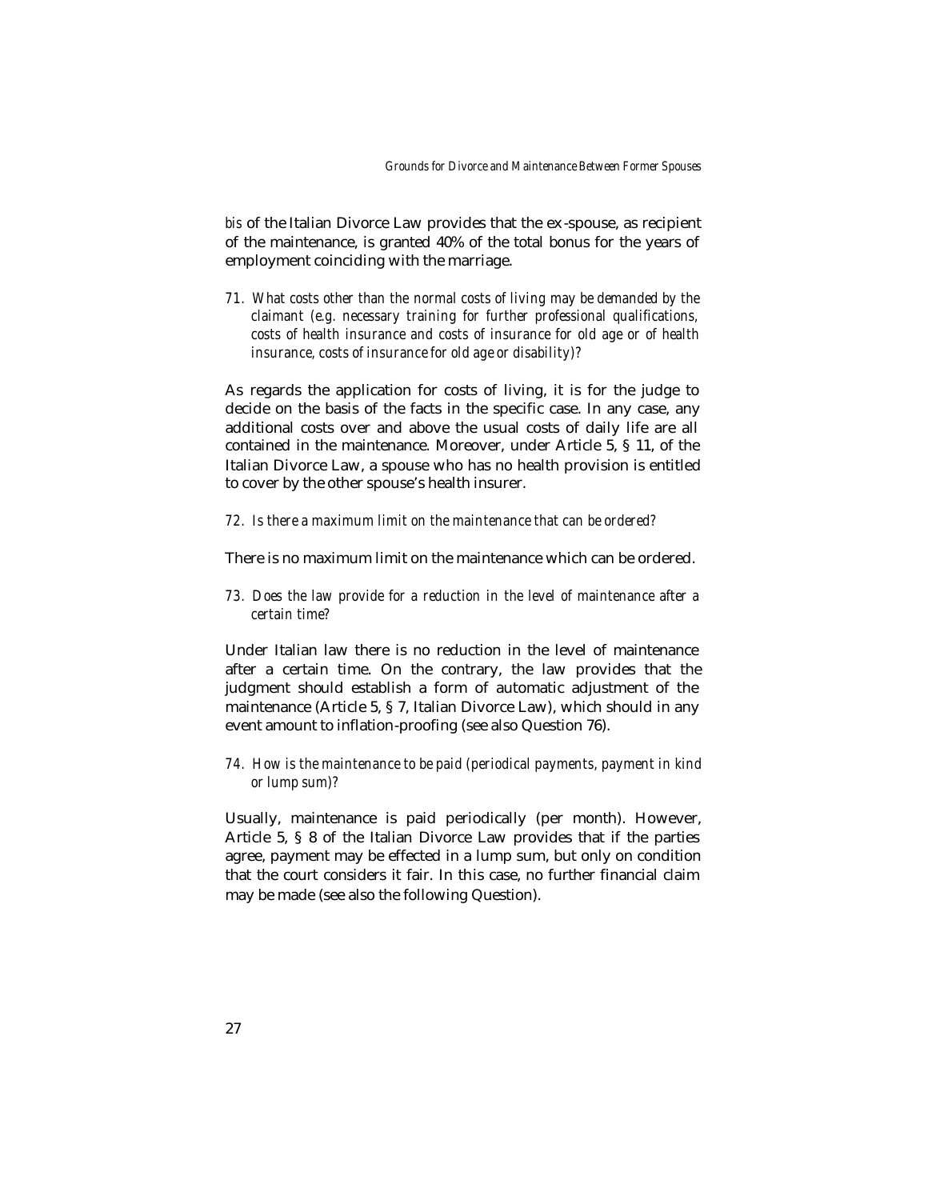*bis* of the Italian Divorce Law provides that the ex-spouse, as recipient of the maintenance, is granted 40% of the total bonus for the years of employment coinciding with the marriage.

71. *What costs other than the normal costs of living may be demanded by the claimant (e.g. necessary training for further professional qualifications, costs of health insurance and costs of insurance for old age or of health insurance, costs of insurance for old age or disability)?*

As regards the application for costs of living, it is for the judge to decide on the basis of the facts in the specific case. In any case, any additional costs over and above the usual costs of daily life are all contained in the maintenance. Moreover, under Article 5, § 11, of the Italian Divorce Law, a spouse who has no health provision is entitled to cover by the other spouse's health insurer.

72. *Is there a maximum limit on the maintenance that can be ordered?*

There is no maximum limit on the maintenance which can be ordered.

73. *Does the law provide for a reduction in the level of maintenance after a certain time?*

Under Italian law there is no reduction in the level of maintenance after a certain time. On the contrary, the law provides that the judgment should establish a form of automatic adjustment of the maintenance (Article 5, § 7, Italian Divorce Law), which should in any event amount to inflation-proofing (see also Question 76).

74. *How is the maintenance to be paid (periodical payments, payment in kind or lump sum)?*

Usually, maintenance is paid periodically (per month). However, Article 5, § 8 of the Italian Divorce Law provides that if the parties agree, payment may be effected in a lump sum, but only on condition that the court considers it fair. In this case, no further financial claim may be made (see also the following Question).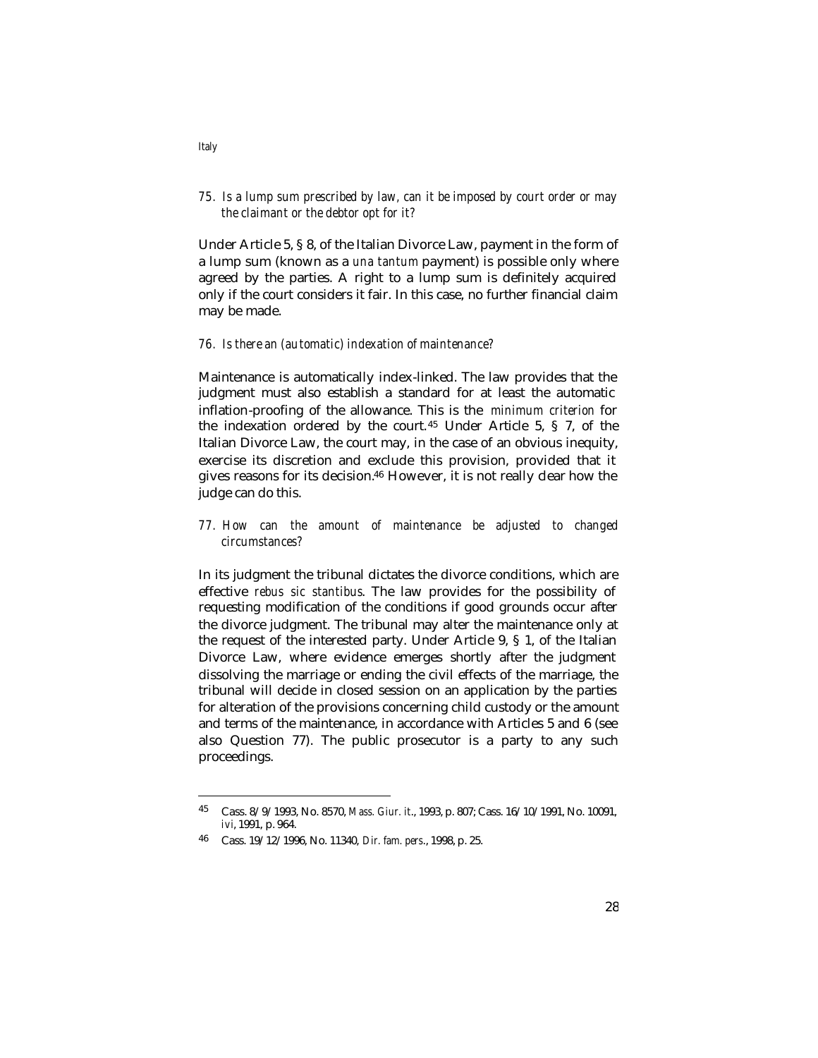*75. Is a lump sum prescribed by law, can it be imposed by court order or may the claimant or the debtor opt for it?*

Under Article 5, § 8, of the Italian Divorce Law, payment in the form of a lump sum (known as a *una tantum* payment) is possible only where agreed by the parties. A right to a lump sum is definitely acquired only if the court considers it fair. In this case, no further financial claim may be made.

*76. Is there an (automatic) indexation of maintenance?*

Maintenance is automatically index-linked. The law provides that the judgment must also establish a standard for at least the automatic inflation-proofing of the allowance. This is the *minimum criterion* for the indexation ordered by the court.[45] Under Article 5, § 7, of the Italian Divorce Law, the court may, in the case of an obvious inequity, exercise its discretion and exclude this provision, provided that it gives reasons for its decision.[46] However, it is not really clear how the judge can do this.

*77. How can the amount of maintenance be adjusted to changed circumstances?*

In its judgment the tribunal dictates the divorce conditions, which are effective *rebus sic stantibus*. The law provides for the possibility of requesting modification of the conditions if good grounds occur after the divorce judgment. The tribunal may alter the maintenance only at the request of the interested party. Under Article 9, § 1, of the Italian Divorce Law, where evidence emerges shortly after the judgment dissolving the marriage or ending the civil effects of the marriage, the tribunal will decide in closed session on an application by the parties for alteration of the provisions concerning child custody or the amount and terms of the maintenance, in accordance with Articles 5 and 6 (see also Question 77). The public prosecutor is a party to any such proceedings.

---

[45] Cass. 8/9/1993, No. 8570, *Mass. Giur. it.*, 1993, p. 807; Cass. 16/10/1991, No. 10091, *ivi*, 1991, p. 964.

[46] Cass. 19/12/1996, No. 11340, *Dir. fam. pers.*, 1998, p. 25.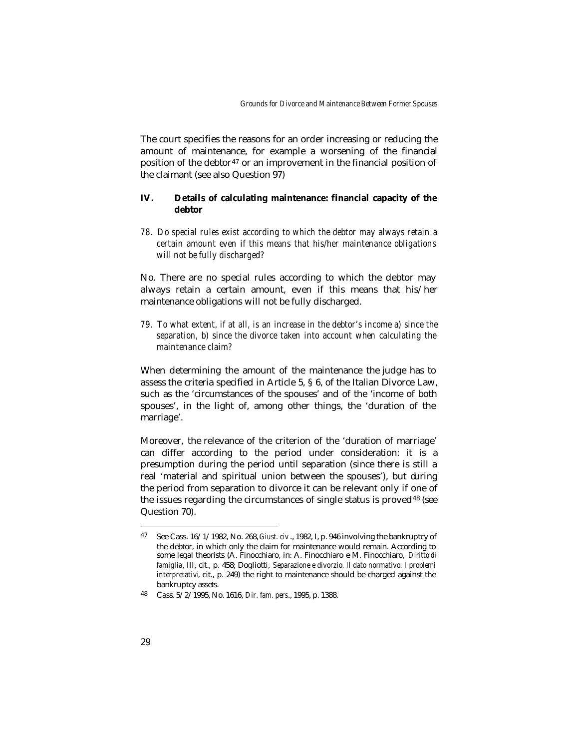The court specifies the reasons for an order increasing or reducing the amount of maintenance, for example a worsening of the financial position of the debtor[47] or an improvement in the financial position of the claimant (see also Question 97)

## IV. Details of calculating maintenance: financial capacity of the debtor

*78. Do special rules exist according to which the debtor may always retain a certain amount even if this means that his/her maintenance obligations will not be fully discharged?*

No. There are no special rules according to which the debtor may always retain a certain amount, even if this means that his/her maintenance obligations will not be fully discharged.

*79. To what extent, if at all, is an increase in the debtor's income a) since the separation, b) since the divorce taken into account when calculating the maintenance claim?*

When determining the amount of the maintenance the judge has to assess the criteria specified in Article 5, § 6, of the Italian Divorce Law, such as the 'circumstances of the spouses' and of the 'income of both spouses', in the light of, among other things, the 'duration of the marriage'.

Moreover, the relevance of the criterion of the 'duration of marriage' can differ according to the period under consideration: it is a presumption during the period until separation (since there is still a real 'material and spiritual union between the spouses'), but during the period from separation to divorce it can be relevant only if one of the issues regarding the circumstances of single status is proved[48] (see Question 70).

---

[47] See Cass. 16/1/1982, No. 268, *Giust. civ*., 1982, I, p. 946 involving the bankruptcy of the debtor, in which only the claim for maintenance would remain. According to some legal theorists (A. Finocchiaro, in: A. Finocchiaro e M. Finocchiaro, *Diritto di famiglia*, III, cit., p. 458; Dogliotti, *Separazione e divorzio. Il dato normativo. I problemi interpretativi*, cit., p. 249) the right to maintenance should be charged against the bankruptcy assets.

[48] Cass. 5/2/1995, No. 1616, *Dir. fam. pers*., 1995, p. 1388.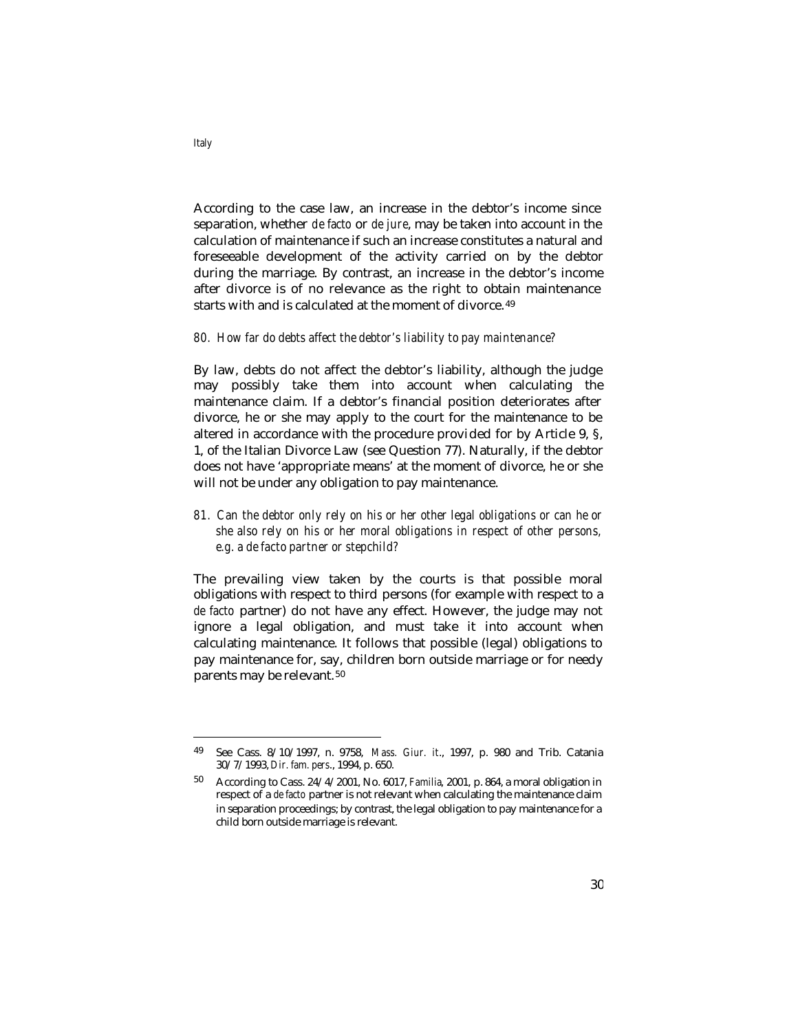According to the case law, an increase in the debtor's income since separation, whether *de facto* or *de jure*, may be taken into account in the calculation of maintenance if such an increase constitutes a natural and foreseeable development of the activity carried on by the debtor during the marriage. By contrast, an increase in the debtor's income after divorce is of no relevance as the right to obtain maintenance starts with and is calculated at the moment of divorce.[49]

*80. How far do debts affect the debtor's liability to pay maintenance?*

By law, debts do not affect the debtor's liability, although the judge may possibly take them into account when calculating the maintenance claim. If a debtor's financial position deteriorates after divorce, he or she may apply to the court for the maintenance to be altered in accordance with the procedure provided for by Article 9, §, 1, of the Italian Divorce Law (see Question 77). Naturally, if the debtor does not have 'appropriate means' at the moment of divorce, he or she will not be under any obligation to pay maintenance.

*81. Can the debtor only rely on his or her other legal obligations or can he or she also rely on his or her moral obligations in respect of other persons, e.g. a de facto partner or stepchild?*

The prevailing view taken by the courts is that possible moral obligations with respect to third persons (for example with respect to a *de facto* partner) do not have any effect. However, the judge may not ignore a legal obligation, and must take it into account when calculating maintenance. It follows that possible (legal) obligations to pay maintenance for, say, children born outside marriage or for needy parents may be relevant.[50]

---

[49] See Cass. 8/10/1997, n. 9758, *Mass. Giur. it*., 1997, p. 980 and Trib. Catania 30/7/1993, *Dir. fam. pers*., 1994, p. 650.

[50] According to Cass. 24/4/2001, No. 6017, *Familia*, 2001, p. 864, a moral obligation in respect of a *de facto* partner is not relevant when calculating the maintenance claim in separation proceedings; by contrast, the legal obligation to pay maintenance for a child born outside marriage is relevant.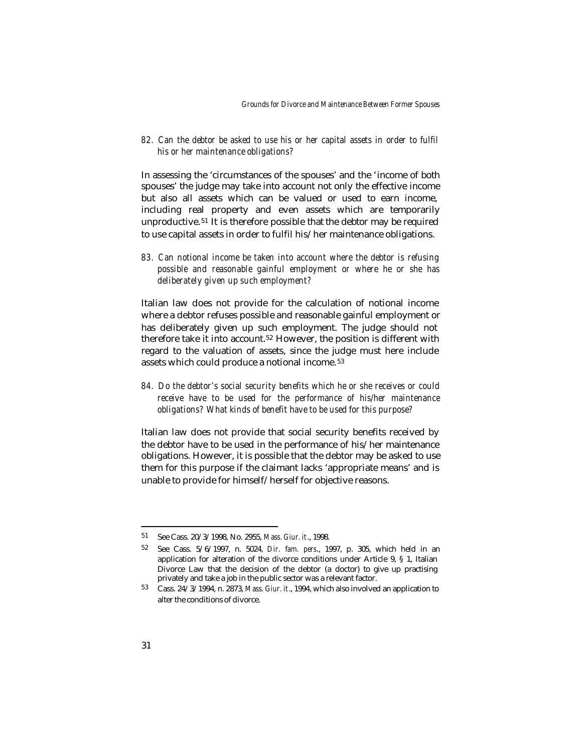*82. Can the debtor be asked to use his or her capital assets in order to fulfil his or her maintenance obligations?*

In assessing the 'circumstances of the spouses' and the 'income of both spouses' the judge may take into account not only the effective income but also all assets which can be valued or used to earn income, including real property and even assets which are temporarily unproductive.[51] It is therefore possible that the debtor may be required to use capital assets in order to fulfil his/her maintenance obligations.

*83. Can notional income be taken into account where the debtor is refusing possible and reasonable gainful employment or where he or she has deliberately given up such employment?*

Italian law does not provide for the calculation of notional income where a debtor refuses possible and reasonable gainful employment or has deliberately given up such employment. The judge should not therefore take it into account.[52] However, the position is different with regard to the valuation of assets, since the judge must here include assets which could produce a notional income.[53]

*84. Do the debtor's social security benefits which he or she receives or could receive have to be used for the performance of his/her maintenance obligations? What kinds of benefit have to be used for this purpose?*

Italian law does not provide that social security benefits received by the debtor have to be used in the performance of his/her maintenance obligations. However, it is possible that the debtor may be asked to use them for this purpose if the claimant lacks 'appropriate means' and is unable to provide for himself/herself for objective reasons.

---

51 See Cass. 20/3/1998, No. 2955, *Mass. Giur. it*., 1998.

52 See Cass. 5/6/1997, n. 5024, *Dir. fam. pers*., 1997, p. 305, which held in an application for alteration of the divorce conditions under Article 9, § 1, Italian Divorce Law that the decision of the debtor (a doctor) to give up practising privately and take a job in the public sector was a relevant factor.

53 Cass. 24/3/1994, n. 2873, *Mass. Giur. it*., 1994, which also involved an application to alter the conditions of divorce.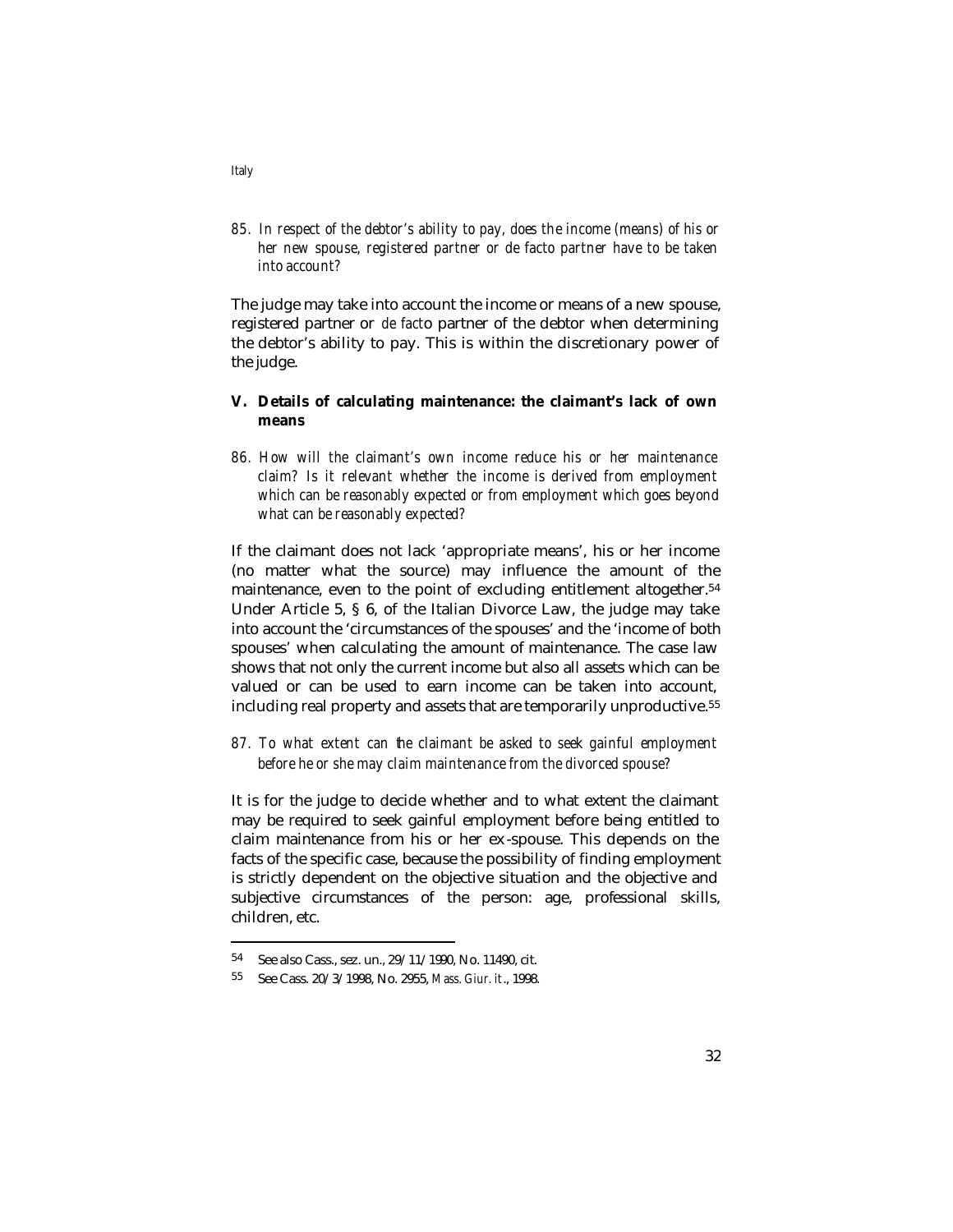*85. In respect of the debtor's ability to pay, does the income (means) of his or her new spouse, registered partner or de facto partner have to be taken into account?*

The judge may take into account the income or means of a new spouse, registered partner or *de facto* partner of the debtor when determining the debtor's ability to pay. This is within the discretionary power of the judge.

### V. Details of calculating maintenance: the claimant's lack of own means

*86. How will the claimant's own income reduce his or her maintenance claim? Is it relevant whether the income is derived from employment which can be reasonably expected or from employment which goes beyond what can be reasonably expected?*

If the claimant does not lack 'appropriate means', his or her income (no matter what the source) may influence the amount of the maintenance, even to the point of excluding entitlement altogether.[54] Under Article 5, § 6, of the Italian Divorce Law, the judge may take into account the 'circumstances of the spouses' and the 'income of both spouses' when calculating the amount of maintenance. The case law shows that not only the current income but also all assets which can be valued or can be used to earn income can be taken into account, including real property and assets that are temporarily unproductive.[55]

*87. To what extent can the claimant be asked to seek gainful employment before he or she may claim maintenance from the divorced spouse?*

It is for the judge to decide whether and to what extent the claimant may be required to seek gainful employment before being entitled to claim maintenance from his or her ex-spouse. This depends on the facts of the specific case, because the possibility of finding employment is strictly dependent on the objective situation and the objective and subjective circumstances of the person: age, professional skills, children, etc.

---

54 See also Cass., sez. un., 29/11/1990, No. 11490, cit.

55 See Cass. 20/3/1998, No. 2955, *Mass. Giur. it*., 1998.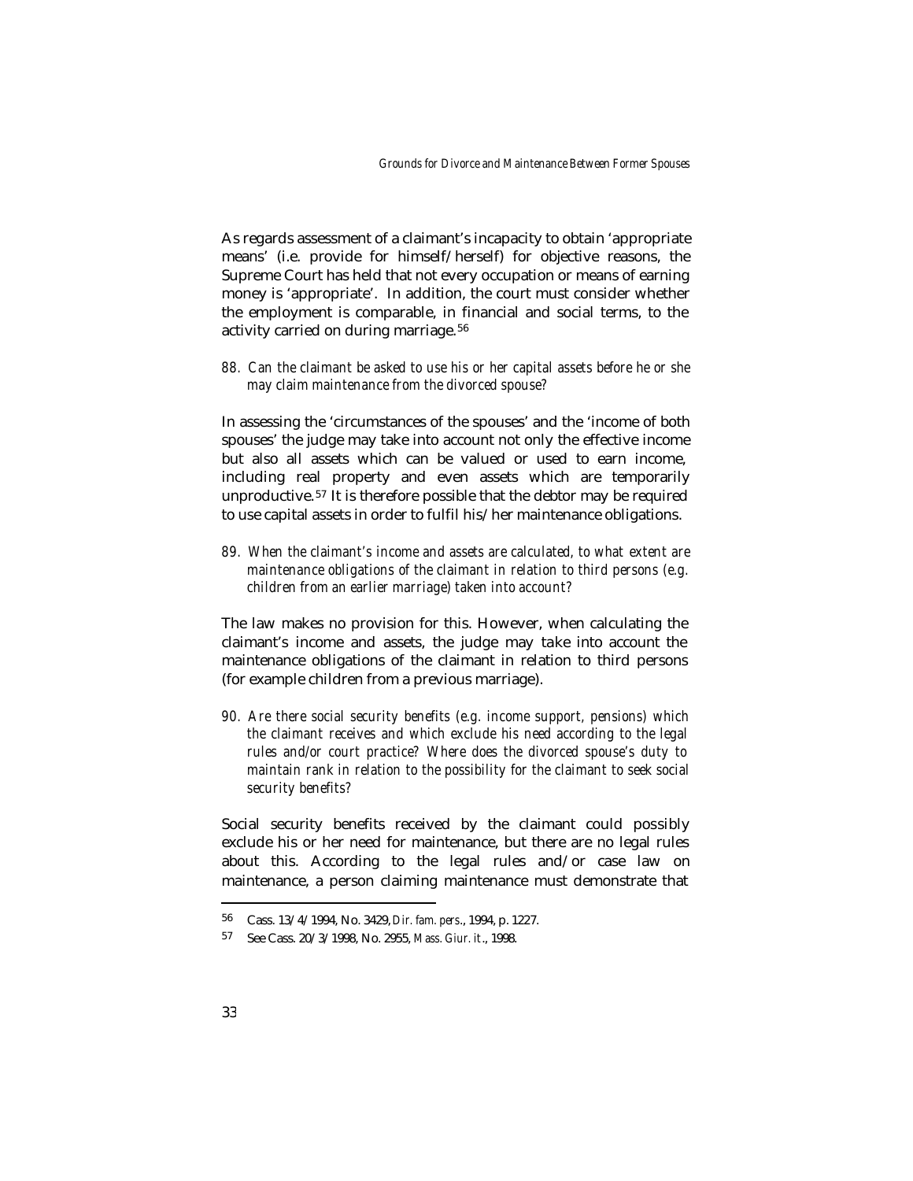As regards assessment of a claimant's incapacity to obtain 'appropriate means' (i.e. provide for himself/herself) for objective reasons, the Supreme Court has held that not every occupation or means of earning money is 'appropriate'. In addition, the court must consider whether the employment is comparable, in financial and social terms, to the activity carried on during marriage.[56]

*88. Can the claimant be asked to use his or her capital assets before he or she may claim maintenance from the divorced spouse?*

In assessing the 'circumstances of the spouses' and the 'income of both spouses' the judge may take into account not only the effective income but also all assets which can be valued or used to earn income, including real property and even assets which are temporarily unproductive.[57] It is therefore possible that the debtor may be required to use capital assets in order to fulfil his/her maintenance obligations.

*89. When the claimant's income and assets are calculated, to what extent are maintenance obligations of the claimant in relation to third persons (e.g. children from an earlier marriage) taken into account?*

The law makes no provision for this. However, when calculating the claimant's income and assets, the judge may take into account the maintenance obligations of the claimant in relation to third persons (for example children from a previous marriage).

*90. Are there social security benefits (e.g. income support, pensions) which the claimant receives and which exclude his need according to the legal rules and/or court practice? Where does the divorced spouse's duty to maintain rank in relation to the possibility for the claimant to seek social security benefits?*

Social security benefits received by the claimant could possibly exclude his or her need for maintenance, but there are no legal rules about this. According to the legal rules and/or case law on maintenance, a person claiming maintenance must demonstrate that

---

[56] Cass. 13/4/1994, No. 3429, *Dir. fam. pers*., 1994, p. 1227.

[57] See Cass. 20/3/1998, No. 2955, *Mass. Giur. it*., 1998.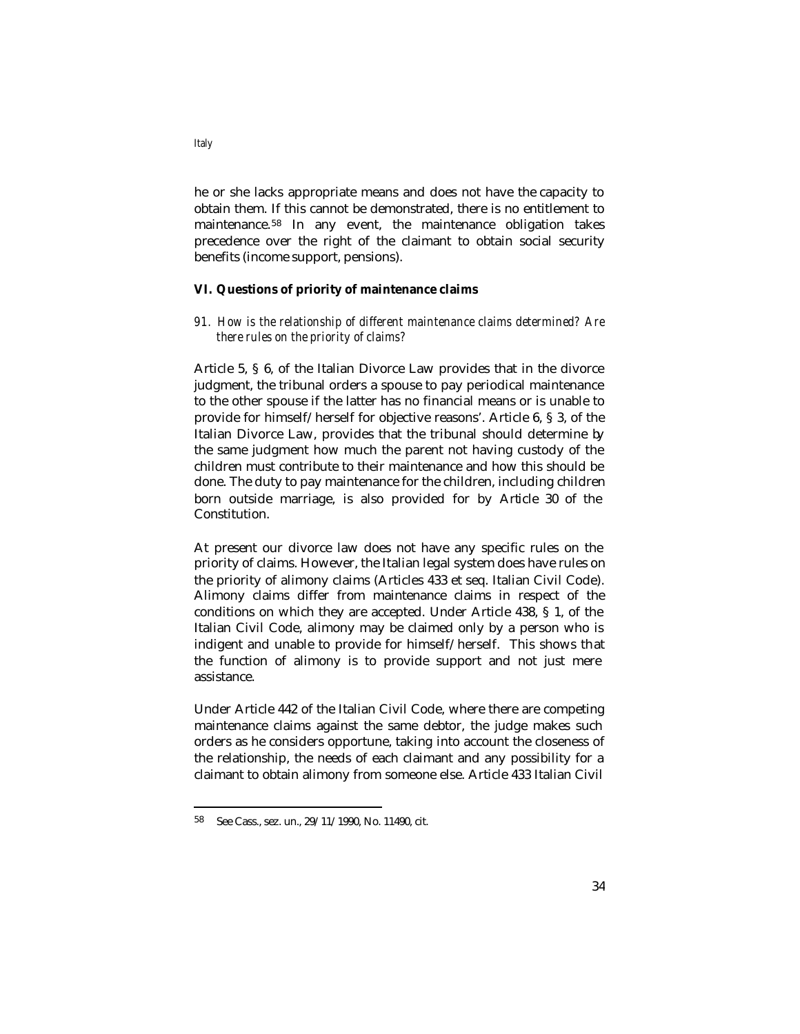he or she lacks appropriate means and does not have the capacity to obtain them. If this cannot be demonstrated, there is no entitlement to maintenance.[58] In any event, the maintenance obligation takes precedence over the right of the claimant to obtain social security benefits (income support, pensions).

## VI. Questions of priority of maintenance claims

*91. How is the relationship of different maintenance claims determined? Are there rules on the priority of claims?*

Article 5, § 6, of the Italian Divorce Law provides that in the divorce judgment, the tribunal orders a spouse to pay periodical maintenance to the other spouse if the latter has no financial means or is unable to provide for himself/herself for objective reasons'. Article 6, § 3, of the Italian Divorce Law, provides that the tribunal should determine by the same judgment how much the parent not having custody of the children must contribute to their maintenance and how this should be done. The duty to pay maintenance for the children, including children born outside marriage, is also provided for by Article 30 of the Constitution.

At present our divorce law does not have any specific rules on the priority of claims. However, the Italian legal system does have rules on the priority of alimony claims (Articles 433 et seq. Italian Civil Code). Alimony claims differ from maintenance claims in respect of the conditions on which they are accepted. Under Article 438, § 1, of the Italian Civil Code, alimony may be claimed only by a person who is indigent and unable to provide for himself/herself. This shows that the function of alimony is to provide support and not just mere assistance.

Under Article 442 of the Italian Civil Code, where there are competing maintenance claims against the same debtor, the judge makes such orders as he considers opportune, taking into account the closeness of the relationship, the needs of each claimant and any possibility for a claimant to obtain alimony from someone else. Article 433 Italian Civil

---

[58] See Cass., sez. un., 29/11/1990, No. 11490, cit.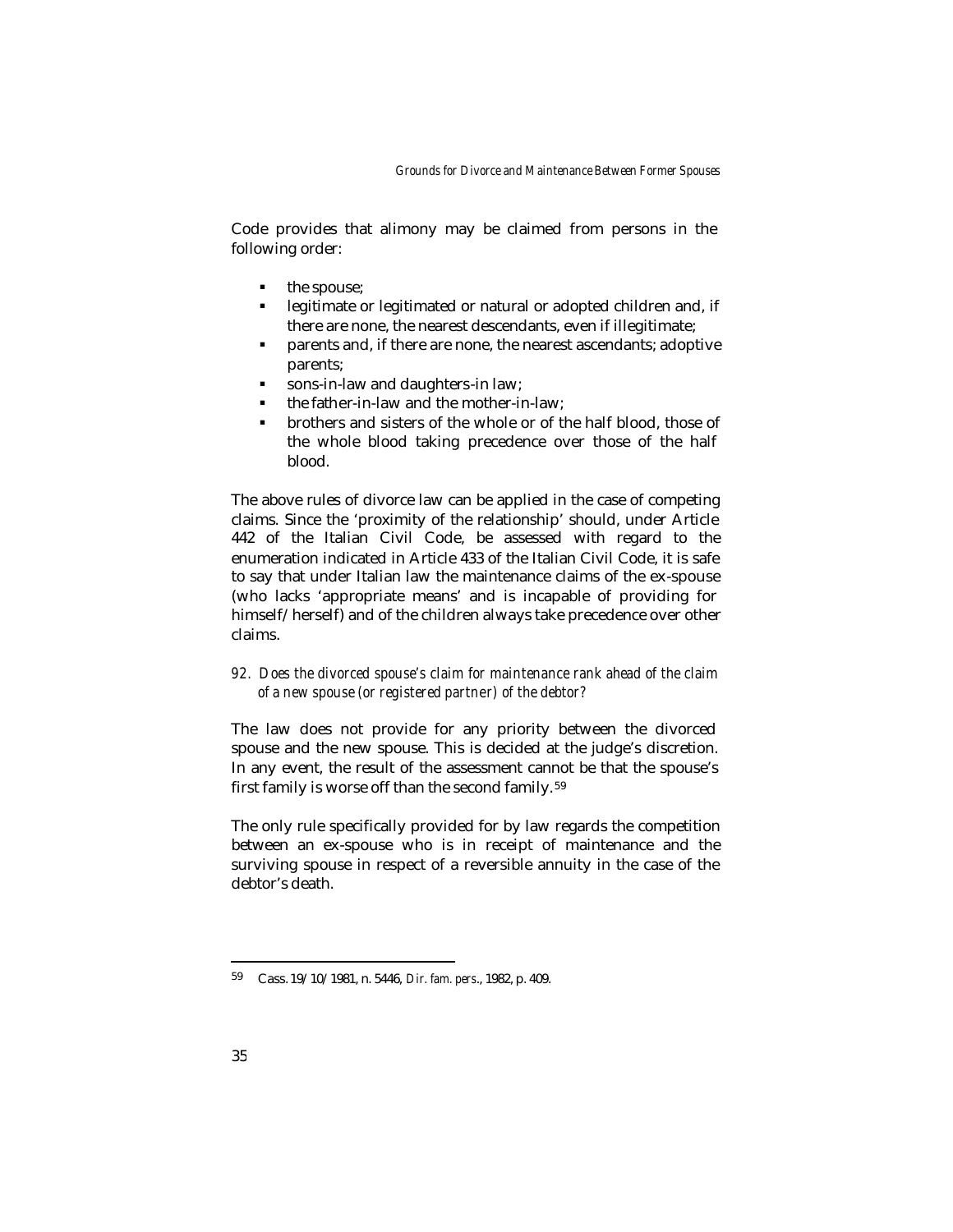Code provides that alimony may be claimed from persons in the following order:

- the spouse;
- legitimate or legitimated or natural or adopted children and, if there are none, the nearest descendants, even if illegitimate;
- parents and, if there are none, the nearest ascendants; adoptive parents;
- sons-in-law and daughters-in law;
- the father-in-law and the mother-in-law;
- brothers and sisters of the whole or of the half blood, those of the whole blood taking precedence over those of the half blood.

The above rules of divorce law can be applied in the case of competing claims. Since the 'proximity of the relationship' should, under Article 442 of the Italian Civil Code, be assessed with regard to the enumeration indicated in Article 433 of the Italian Civil Code, it is safe to say that under Italian law the maintenance claims of the ex-spouse (who lacks 'appropriate means' and is incapable of providing for himself/herself) and of the children always take precedence over other claims.

*92. Does the divorced spouse's claim for maintenance rank ahead of the claim of a new spouse (or registered partner) of the debtor?*

The law does not provide for any priority between the divorced spouse and the new spouse. This is decided at the judge's discretion. In any event, the result of the assessment cannot be that the spouse's first family is worse off than the second family.[59]

The only rule specifically provided for by law regards the competition between an ex-spouse who is in receipt of maintenance and the surviving spouse in respect of a reversible annuity in the case of the debtor's death.

---

[59] Cass. 19/10/1981, n. 5446, *Dir. fam. pers.*, 1982, p. 409.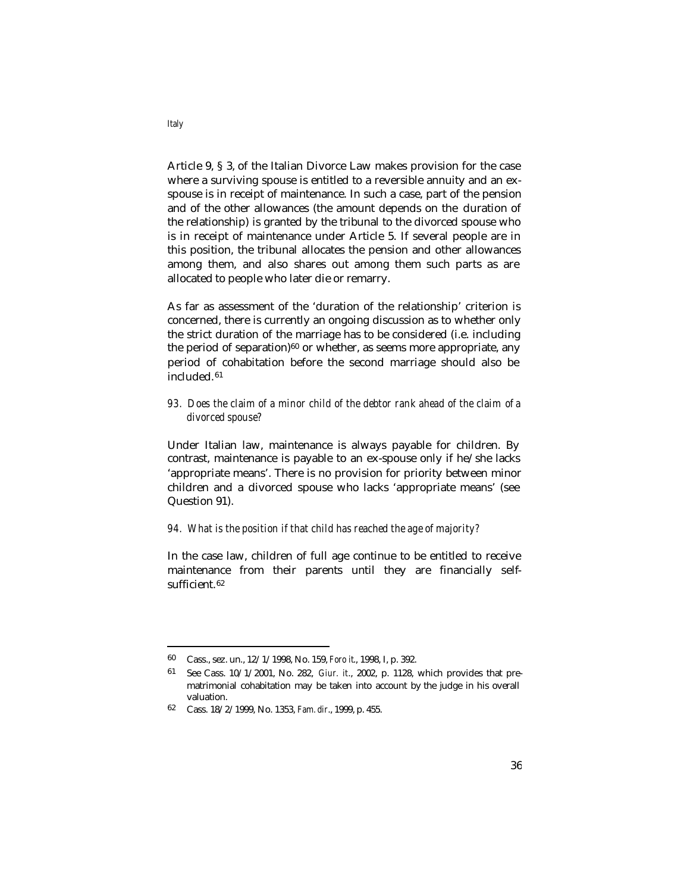Article 9, § 3, of the Italian Divorce Law makes provision for the case where a surviving spouse is entitled to a reversible annuity and an ex-spouse is in receipt of maintenance. In such a case, part of the pension and of the other allowances (the amount depends on the duration of the relationship) is granted by the tribunal to the divorced spouse who is in receipt of maintenance under Article 5. If several people are in this position, the tribunal allocates the pension and other allowances among them, and also shares out among them such parts as are allocated to people who later die or remarry.

As far as assessment of the 'duration of the relationship' criterion is concerned, there is currently an ongoing discussion as to whether only the strict duration of the marriage has to be considered (i.e. including the period of separation)[60] or whether, as seems more appropriate, any period of cohabitation before the second marriage should also be included.[61]

*93. Does the claim of a minor child of the debtor rank ahead of the claim of a divorced spouse?*

Under Italian law, maintenance is always payable for children. By contrast, maintenance is payable to an ex-spouse only if he/she lacks 'appropriate means'. There is no provision for priority between minor children and a divorced spouse who lacks 'appropriate means' (see Question 91).

*94. What is the position if that child has reached the age of majority?*

In the case law, children of full age continue to be entitled to receive maintenance from their parents until they are financially self-sufficient.[62]

---

[60] Cass., sez. un., 12/1/1998, No. 159, *Foro it.*, 1998, I, p. 392.

[61] See Cass. 10/1/2001, No. 282, *Giur. it.*, 2002, p. 1128, which provides that pre-matrimonial cohabitation may be taken into account by the judge in his overall valuation.

[62] Cass. 18/2/1999, No. 1353, *Fam. dir.*, 1999, p. 455.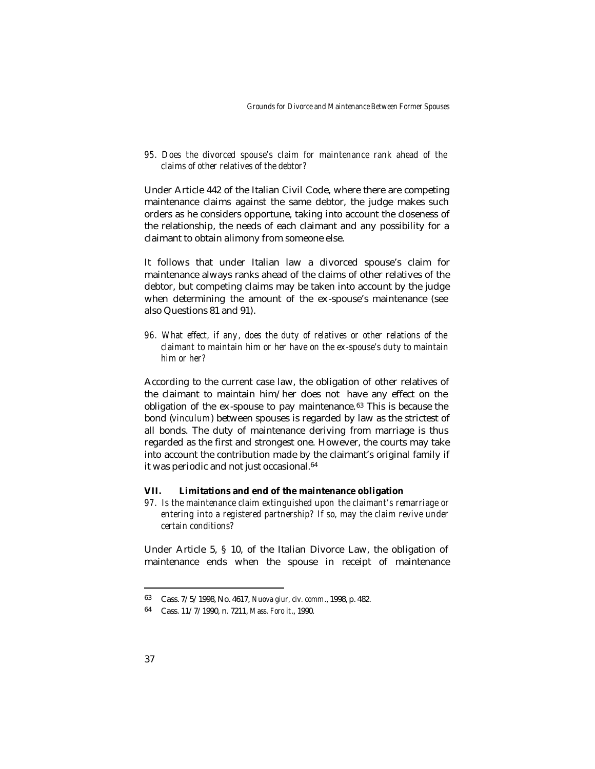*95. Does the divorced spouse's claim for maintenance rank ahead of the claims of other relatives of the debtor?*

Under Article 442 of the Italian Civil Code, where there are competing maintenance claims against the same debtor, the judge makes such orders as he considers opportune, taking into account the closeness of the relationship, the needs of each claimant and any possibility for a claimant to obtain alimony from someone else.

It follows that under Italian law a divorced spouse's claim for maintenance always ranks ahead of the claims of other relatives of the debtor, but competing claims may be taken into account by the judge when determining the amount of the ex-spouse's maintenance (see also Questions 81 and 91).

*96. What effect, if any, does the duty of relatives or other relations of the claimant to maintain him or her have on the ex-spouse's duty to maintain him or her?*

According to the current case law, the obligation of other relatives of the claimant to maintain him/her does not have any effect on the obligation of the ex-spouse to pay maintenance.[63] This is because the bond (*vinculum*) between spouses is regarded by law as the strictest of all bonds. The duty of maintenance deriving from marriage is thus regarded as the first and strongest one. However, the courts may take into account the contribution made by the claimant's original family if it was periodic and not just occasional.[64]

## VII. Limitations and end of the maintenance obligation

*97. Is the maintenance claim extinguished upon the claimant's remarriage or entering into a registered partnership? If so, may the claim revive under certain conditions?*

Under Article 5, § 10, of the Italian Divorce Law, the obligation of maintenance ends when the spouse in receipt of maintenance

---

[63] Cass. 7/5/1998, No. 4617, *Nuova giur, civ. comm.*, 1998, p. 482.

[64] Cass. 11/7/1990, n. 7211, *Mass. Foro it.*, 1990.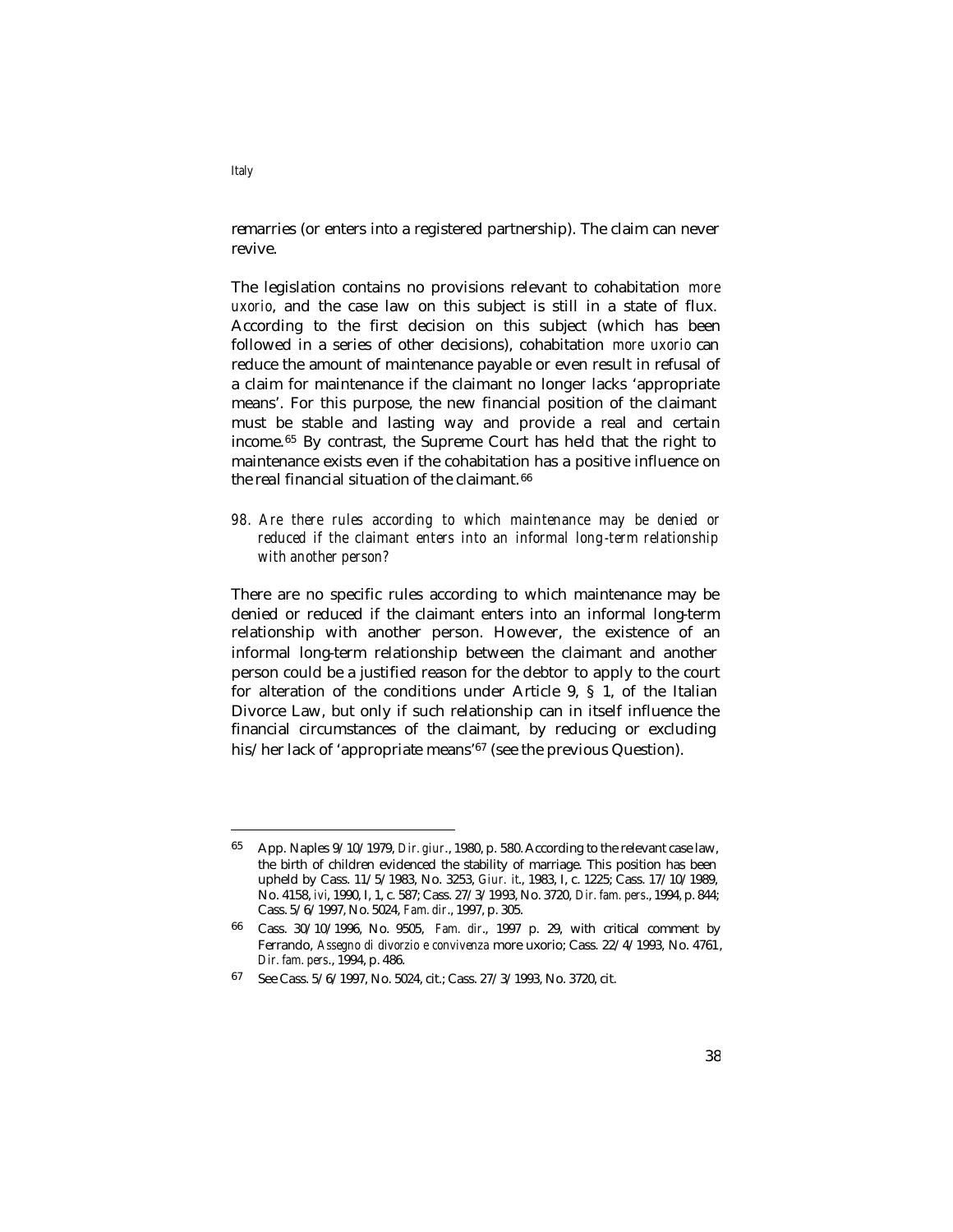remarries (or enters into a registered partnership). The claim can never revive.

The legislation contains no provisions relevant to cohabitation *more uxorio*, and the case law on this subject is still in a state of flux. According to the first decision on this subject (which has been followed in a series of other decisions), cohabitation *more uxorio* can reduce the amount of maintenance payable or even result in refusal of a claim for maintenance if the claimant no longer lacks 'appropriate means'. For this purpose, the new financial position of the claimant must be stable and lasting way and provide a real and certain income.[65] By contrast, the Supreme Court has held that the right to maintenance exists even if the cohabitation has a positive influence on the real financial situation of the claimant.[66]

*98. Are there rules according to which maintenance may be denied or reduced if the claimant enters into an informal long-term relationship with another person?*

There are no specific rules according to which maintenance may be denied or reduced if the claimant enters into an informal long-term relationship with another person. However, the existence of an informal long-term relationship between the claimant and another person could be a justified reason for the debtor to apply to the court for alteration of the conditions under Article 9, § 1, of the Italian Divorce Law, but only if such relationship can in itself influence the financial circumstances of the claimant, by reducing or excluding his/her lack of 'appropriate means'[67] (see the previous Question).

---

[65] App. Naples 9/10/1979, *Dir. giur.*, 1980, p. 580. According to the relevant case law, the birth of children evidenced the stability of marriage. This position has been upheld by Cass. 11/5/1983, No. 3253, *Giur. it.*, 1983, I, c. 1225; Cass. 17/10/1989, No. 4158, *ivi*, 1990, I, 1, c. 587; Cass. 27/3/1993, No. 3720, *Dir. fam. pers.*, 1994, p. 844; Cass. 5/6/1997, No. 5024, *Fam. dir.*, 1997, p. 305.

[66] Cass. 30/10/1996, No. 9505, *Fam. dir.*, 1997 p. 29, with critical comment by Ferrando, *Assegno di divorzio e convivenza* more uxorio; Cass. 22/4/1993, No. 4761, *Dir. fam. pers.*, 1994, p. 486.

[67] See Cass. 5/6/1997, No. 5024, cit.; Cass. 27/3/1993, No. 3720, cit.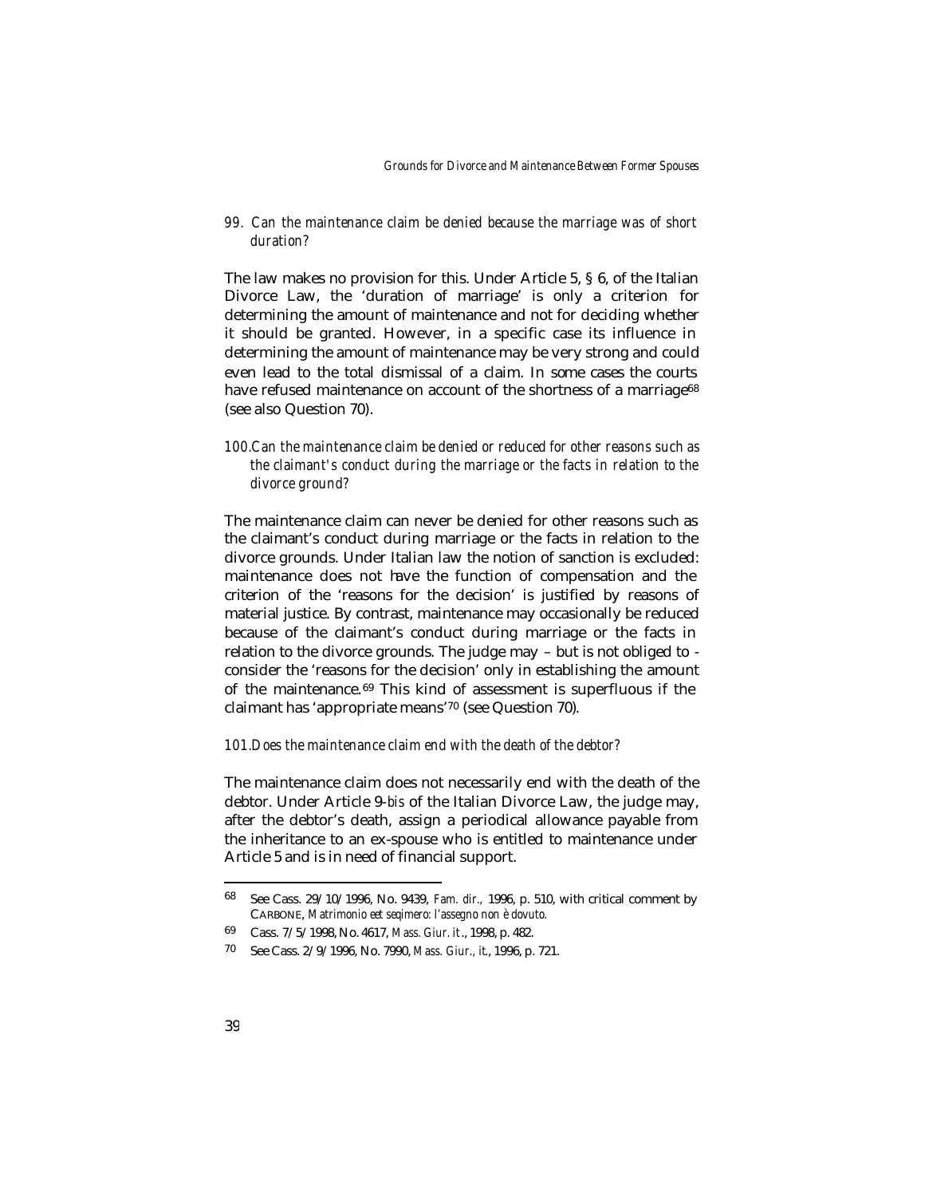*99. Can the maintenance claim be denied because the marriage was of short duration?*

The law makes no provision for this. Under Article 5, § 6, of the Italian Divorce Law, the 'duration of marriage' is only a criterion for determining the amount of maintenance and not for deciding whether it should be granted. However, in a specific case its influence in determining the amount of maintenance may be very strong and could even lead to the total dismissal of a claim. In some cases the courts have refused maintenance on account of the shortness of a marriage[68] (see also Question 70).

*100. Can the maintenance claim be denied or reduced for other reasons such as the claimant's conduct during the marriage or the facts in relation to the divorce ground?*

The maintenance claim can never be denied for other reasons such as the claimant's conduct during marriage or the facts in relation to the divorce grounds. Under Italian law the notion of sanction is excluded: maintenance does not have the function of compensation and the criterion of the 'reasons for the decision' is justified by reasons of material justice. By contrast, maintenance may occasionally be reduced because of the claimant's conduct during marriage or the facts in relation to the divorce grounds. The judge may – but is not obliged to - consider the 'reasons for the decision' only in establishing the amount of the maintenance.[69] This kind of assessment is superfluous if the claimant has 'appropriate means'[70] (see Question 70).

*101. Does the maintenance claim end with the death of the debtor?*

The maintenance claim does not necessarily end with the death of the debtor. Under Article 9-*bis* of the Italian Divorce Law, the judge may, after the debtor's death, assign a periodical allowance payable from the inheritance to an ex-spouse who is entitled to maintenance under Article 5 and is in need of financial support.

---

[68] See Cass. 29/10/1996, No. 9439, *Fam. dir.,* 1996, p. 510, with critical comment by CARBONE, *Matrimonio eet seqimero: l'assegno non è dovuto.*

[69] Cass. 7/5/1998, No. 4617, *Mass. Giur. it*., 1998, p. 482.

[70] See Cass. 2/9/1996, No. 7990, *Mass. Giur., it.*, 1996, p. 721.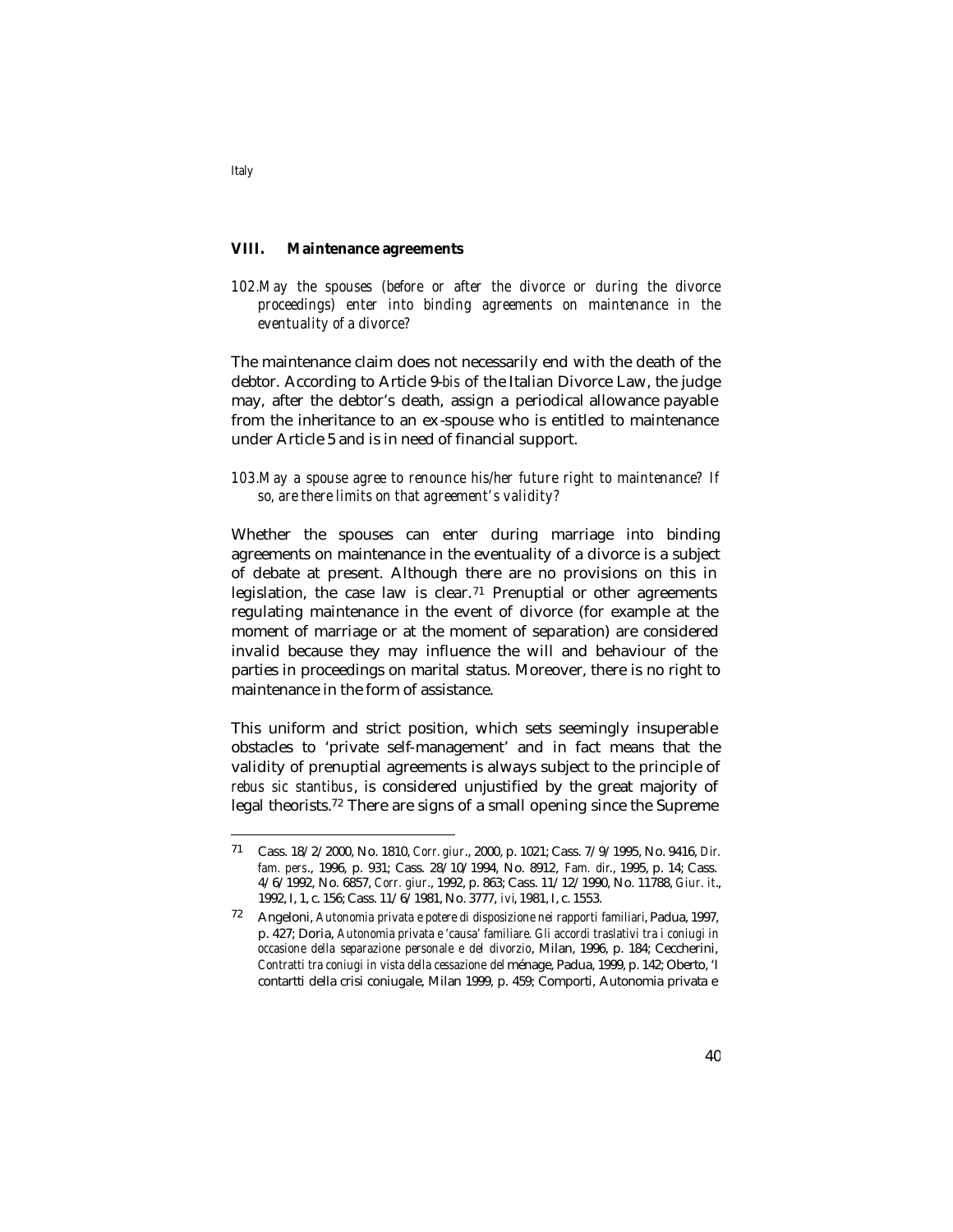## VIII. Maintenance agreements

*102.May the spouses (before or after the divorce or during the divorce proceedings) enter into binding agreements on maintenance in the eventuality of a divorce?*

The maintenance claim does not necessarily end with the death of the debtor. According to Article 9-*bis* of the Italian Divorce Law, the judge may, after the debtor's death, assign a periodical allowance payable from the inheritance to an ex-spouse who is entitled to maintenance under Article 5 and is in need of financial support.

*103.May a spouse agree to renounce his/her future right to maintenance? If so, are there limits on that agreement's validity?*

Whether the spouses can enter during marriage into binding agreements on maintenance in the eventuality of a divorce is a subject of debate at present. Although there are no provisions on this in legislation, the case law is clear.[71] Prenuptial or other agreements regulating maintenance in the event of divorce (for example at the moment of marriage or at the moment of separation) are considered invalid because they may influence the will and behaviour of the parties in proceedings on marital status. Moreover, there is no right to maintenance in the form of assistance.

This uniform and strict position, which sets seemingly insuperable obstacles to 'private self-management' and in fact means that the validity of prenuptial agreements is always subject to the principle of *rebus sic stantibus*, is considered unjustified by the great majority of legal theorists.[72] There are signs of a small opening since the Supreme

---

[71] Cass. 18/2/2000, No. 1810, *Corr. giur*., 2000, p. 1021; Cass. 7/9/1995, No. 9416, *Dir. fam. pers*., 1996, p. 931; Cass. 28/10/1994, No. 8912, *Fam. dir*., 1995, p. 14; Cass. 4/6/1992, No. 6857, *Corr. giur*., 1992, p. 863; Cass. 11/12/1990, No. 11788, *Giur. it*., 1992, I, 1, c. 156; Cass. 11/6/1981, No. 3777, *ivi*, 1981, I, c. 1553.

[72] Angeloni, *Autonomia privata e potere di disposizione nei rapporti familiari*, Padua, 1997, p. 427; Doria, *Autonomia privata e 'causa' familiare. Gli accordi traslativi tra i coniugi in occasione della separazione personale e del divorzio*, Milan, 1996, p. 184; Ceccherini, *Contratti tra coniugi in vista della cessazione del* ménage, Padua, 1999, p. 142; Oberto, 'I contartti della crisi coniugale, Milan 1999, p. 459; Comporti, Autonomia privata e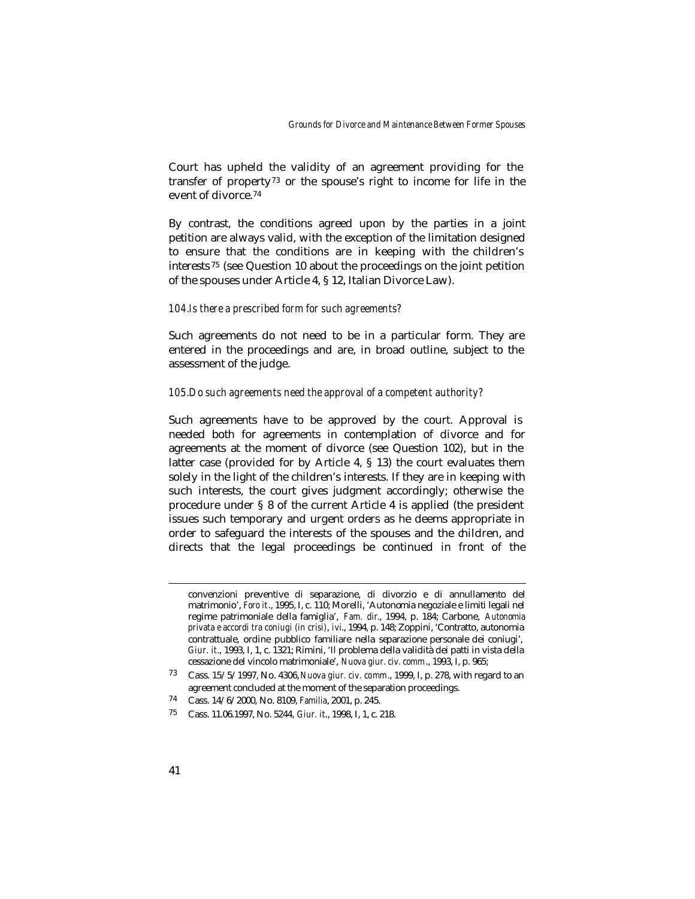Court has upheld the validity of an agreement providing for the transfer of property[73] or the spouse's right to income for life in the event of divorce.[74]

By contrast, the conditions agreed upon by the parties in a joint petition are always valid, with the exception of the limitation designed to ensure that the conditions are in keeping with the children's interests[75] (see Question 10 about the proceedings on the joint petition of the spouses under Article 4, § 12, Italian Divorce Law).

### *104. Is there a prescribed form for such agreements?*

Such agreements do not need to be in a particular form. They are entered in the proceedings and are, in broad outline, subject to the assessment of the judge.

### *105. Do such agreements need the approval of a competent authority?*

Such agreements have to be approved by the court. Approval is needed both for agreements in contemplation of divorce and for agreements at the moment of divorce (see Question 102), but in the latter case (provided for by Article 4, § 13) the court evaluates them solely in the light of the children's interests. If they are in keeping with such interests, the court gives judgment accordingly; otherwise the procedure under § 8 of the current Article 4 is applied (the president issues such temporary and urgent orders as he deems appropriate in order to safeguard the interests of the spouses and the children, and directs that the legal proceedings be continued in front of the

---

convenzioni preventive di separazione, di divorzio e di annullamento del matrimonio', *Foro it*., 1995, I, c. 110; Morelli, 'Autonomia negoziale e limiti legali nel regime patrimoniale della famiglia', *Fam. dir*., 1994, p. 184; Carbone, *Autonomia privata e accordi tra coniugi (in crisi)*, *ivi*., 1994, p. 148; Zoppini, 'Contratto, autonomia contrattuale, ordine pubblico familiare nella separazione personale dei coniugi', *Giur. it*., 1993, I, 1, c. 1321; Rimini, 'Il problema della validità dei patti in vista della cessazione del vincolo matrimoniale', *Nuova giur. civ. comm*., 1993, I, p. 965;

[73] Cass. 15/5/1997, No. 4306, *Nuova giur. civ. comm*., 1999, I, p. 278, with regard to an agreement concluded at the moment of the separation proceedings.

[74] Cass. 14/6/2000, No. 8109, *Familia*, 2001, p. 245.

[75] Cass. 11.06.1997, No. 5244, *Giur. it*., 1998, I, 1, c. 218.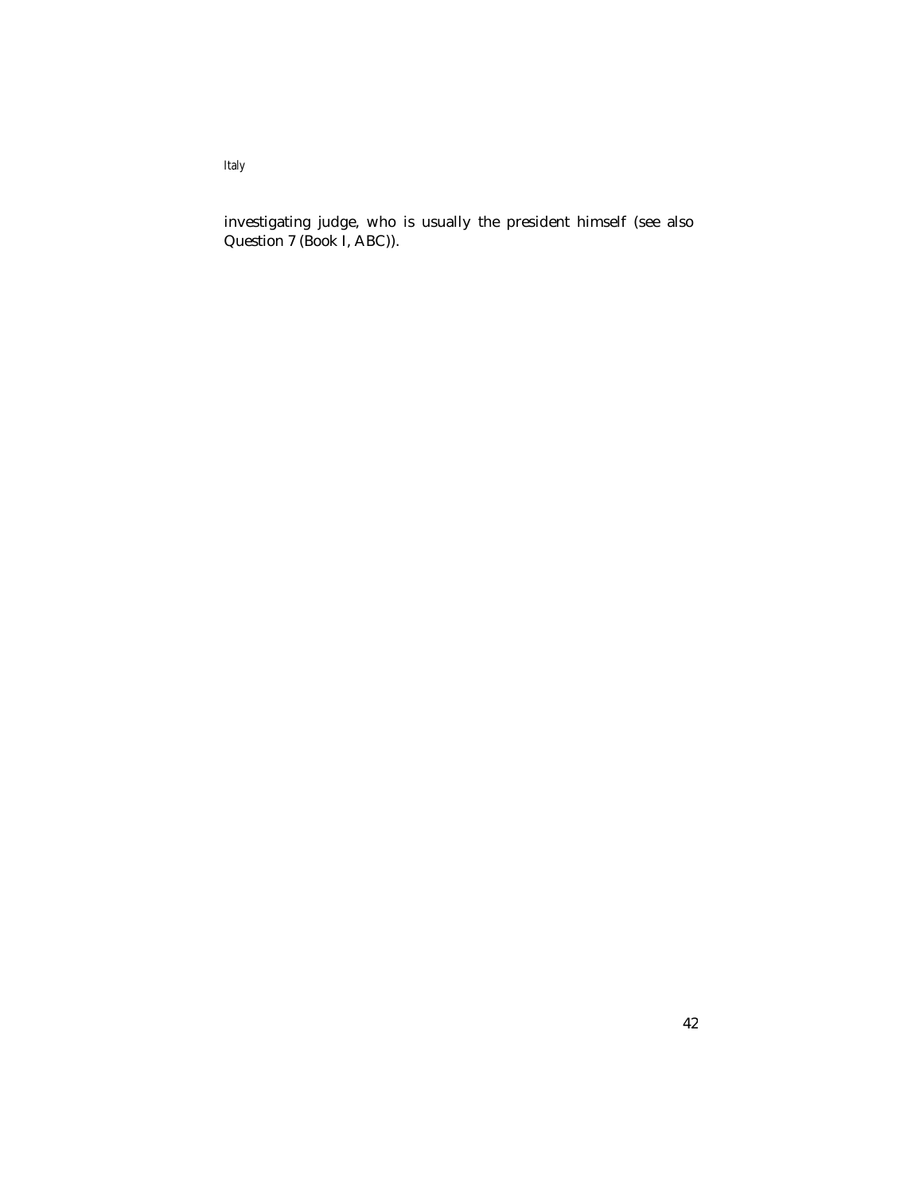investigating judge, who is usually the president himself (see also Question 7 (Book I, ABC)).